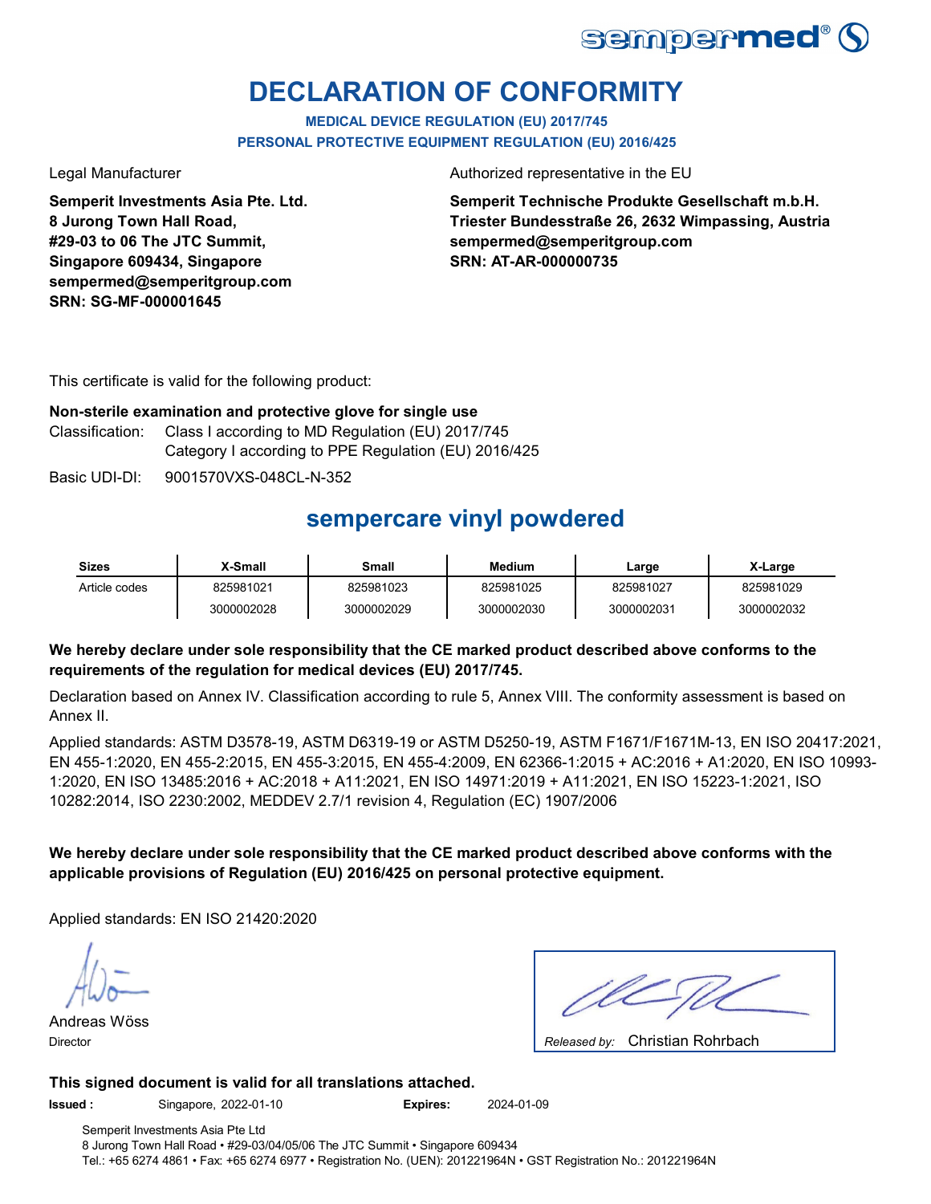sempermed®

# DECLARATION OF CONFORMITY

**MEDICAL DEVICE REGULATION (EU) 2017/745**
**PERSONAL PROTECTIVE EQUIPMENT REGULATION (EU) 2016/425**

Legal Manufacturer

**Semperit Investments Asia Pte. Ltd.**
**8 Jurong Town Hall Road,**
**#29-03 to 06 The JTC Summit,**
**Singapore 609434, Singapore**
**sempermed@semperitgroup.com**
**SRN: SG-MF-000001645**

Authorized representative in the EU

**Semperit Technische Produkte Gesellschaft m.b.H.**
**Triester Bundesstraße 26, 2632 Wimpassing, Austria**
**sempermed@semperitgroup.com**
**SRN: AT-AR-000000735**

This certificate is valid for the following product:

**Non-sterile examination and protective glove for single use**

Classification: Class I according to MD Regulation (EU) 2017/745
Category I according to PPE Regulation (EU) 2016/425

Basic UDI-DI: 9001570VXS-048CL-N-352

## sempercare vinyl powdered

| Sizes | X-Small | Small | Medium | Large | X-Large |
|---|---|---|---|---|---|
| Article codes | 825981021 | 825981023 | 825981025 | 825981027 | 825981029 |
| | 3000002028 | 3000002029 | 3000002030 | 3000002031 | 3000002032 |

**We hereby declare under sole responsibility that the CE marked product described above conforms to the requirements of the regulation for medical devices (EU) 2017/745.**

Declaration based on Annex IV. Classification according to rule 5, Annex VIII. The conformity assessment is based on Annex II.

Applied standards: ASTM D3578-19, ASTM D6319-19 or ASTM D5250-19, ASTM F1671/F1671M-13, EN ISO 20417:2021, EN 455-1:2020, EN 455-2:2015, EN 455-3:2015, EN 455-4:2009, EN 62366-1:2015 + AC:2016 + A1:2020, EN ISO 10993-1:2020, EN ISO 13485:2016 + AC:2018 + A11:2021, EN ISO 14971:2019 + A11:2021, EN ISO 15223-1:2021, ISO 10282:2014, ISO 2230:2002, MEDDEV 2.7/1 revision 4, Regulation (EC) 1907/2006

**We hereby declare under sole responsibility that the CE marked product described above conforms with the applicable provisions of Regulation (EU) 2016/425 on personal protective equipment.**

Applied standards: EN ISO 21420:2020

Andreas Wöss
Director

*Released by:* Christian Rohrbach

**This signed document is valid for all translations attached.**

**Issued :** Singapore, 2022-01-10 **Expires:** 2024-01-09

Semperit Investments Asia Pte Ltd
8 Jurong Town Hall Road • #29-03/04/05/06 The JTC Summit • Singapore 609434
Tel.: +65 6274 4861 • Fax: +65 6274 6977 • Registration No. (UEN): 201221964N • GST Registration No.: 201221964N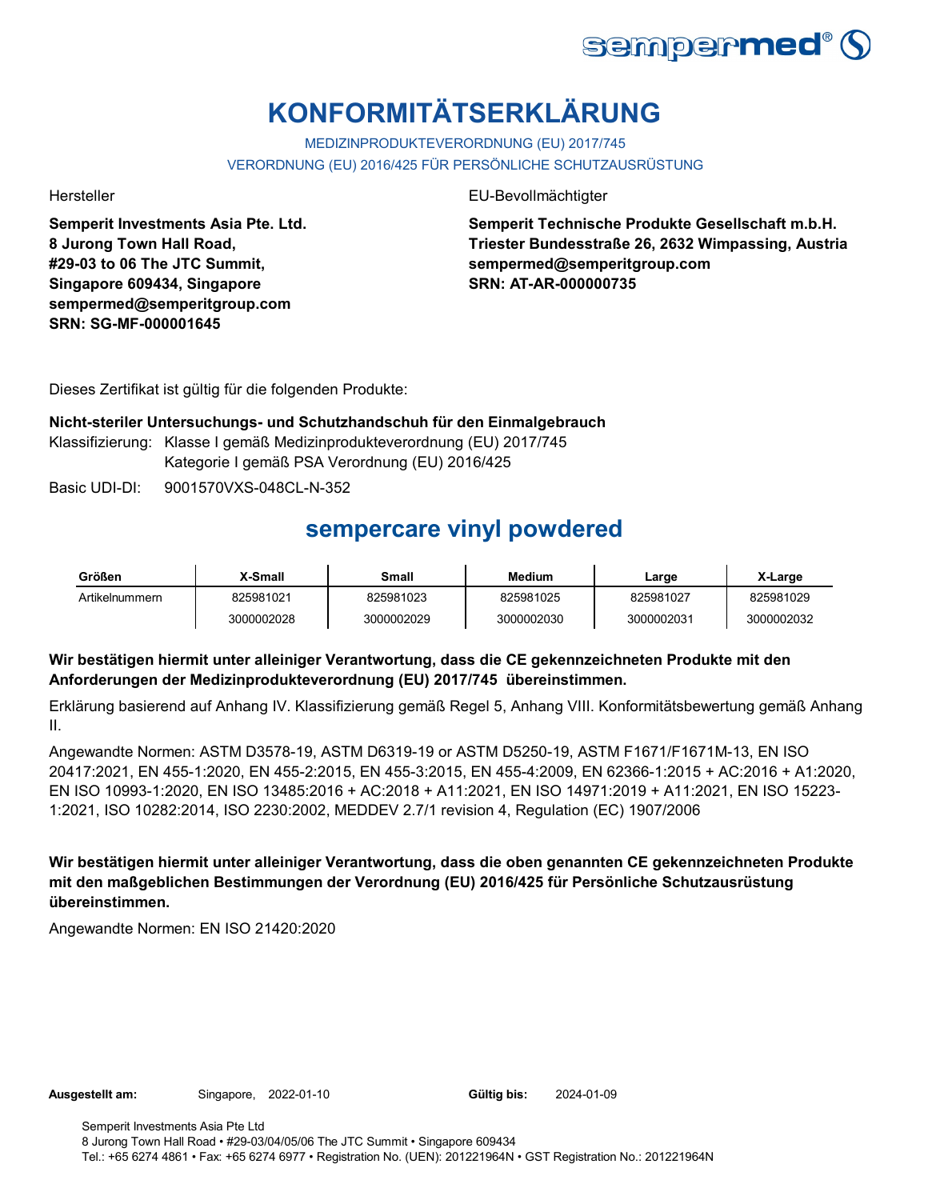# KONFORMITÄTSERKLÄRUNG

MEDIZINPRODUKTEVERORDNUNG (EU) 2017/745

VERORDNUNG (EU) 2016/425 FÜR PERSÖNLICHE SCHUTZAUSRÜSTUNG

Hersteller

**Semperit Investments Asia Pte. Ltd.**
**8 Jurong Town Hall Road,**
**#29-03 to 06 The JTC Summit,**
**Singapore 609434, Singapore**
**sempermed@semperitgroup.com**
**SRN: SG-MF-000001645**

EU-Bevollmächtigter

**Semperit Technische Produkte Gesellschaft m.b.H.**
**Triester Bundesstraße 26, 2632 Wimpassing, Austria**
**sempermed@semperitgroup.com**
**SRN: AT-AR-000000735**

Dieses Zertifikat ist gültig für die folgenden Produkte:

**Nicht-steriler Untersuchungs- und Schutzhandschuh für den Einmalgebrauch**

Klassifizierung: Klasse I gemäß Medizinprodukteverordnung (EU) 2017/745
Kategorie I gemäß PSA Verordnung (EU) 2016/425

Basic UDI-DI: 9001570VXS-048CL-N-352

## sempercare vinyl powdered

| Größen | X-Small | Small | Medium | Large | X-Large |
|---|---|---|---|---|---|
| Artikelnummern | 825981021 | 825981023 | 825981025 | 825981027 | 825981029 |
| | 3000002028 | 3000002029 | 3000002030 | 3000002031 | 3000002032 |

**Wir bestätigen hiermit unter alleiniger Verantwortung, dass die CE gekennzeichneten Produkte mit den Anforderungen der Medizinprodukteverordnung (EU) 2017/745 übereinstimmen.**

Erklärung basierend auf Anhang IV. Klassifizierung gemäß Regel 5, Anhang VIII. Konformitätsbewertung gemäß Anhang II.

Angewandte Normen: ASTM D3578-19, ASTM D6319-19 or ASTM D5250-19, ASTM F1671/F1671M-13, EN ISO 20417:2021, EN 455-1:2020, EN 455-2:2015, EN 455-3:2015, EN 455-4:2009, EN 62366-1:2015 + AC:2016 + A1:2020, EN ISO 10993-1:2020, EN ISO 13485:2016 + AC:2018 + A11:2021, EN ISO 14971:2019 + A11:2021, EN ISO 15223-1:2021, ISO 10282:2014, ISO 2230:2002, MEDDEV 2.7/1 revision 4, Regulation (EC) 1907/2006

**Wir bestätigen hiermit unter alleiniger Verantwortung, dass die oben genannten CE gekennzeichneten Produkte mit den maßgeblichen Bestimmungen der Verordnung (EU) 2016/425 für Persönliche Schutzausrüstung übereinstimmen.**

Angewandte Normen: EN ISO 21420:2020

**Ausgestellt am:** Singapore, 2022-01-10 **Gültig bis:** 2024-01-09

Semperit Investments Asia Pte Ltd
8 Jurong Town Hall Road • #29-03/04/05/06 The JTC Summit • Singapore 609434
Tel.: +65 6274 4861 • Fax: +65 6274 6977 • Registration No. (UEN): 201221964N • GST Registration No.: 201221964N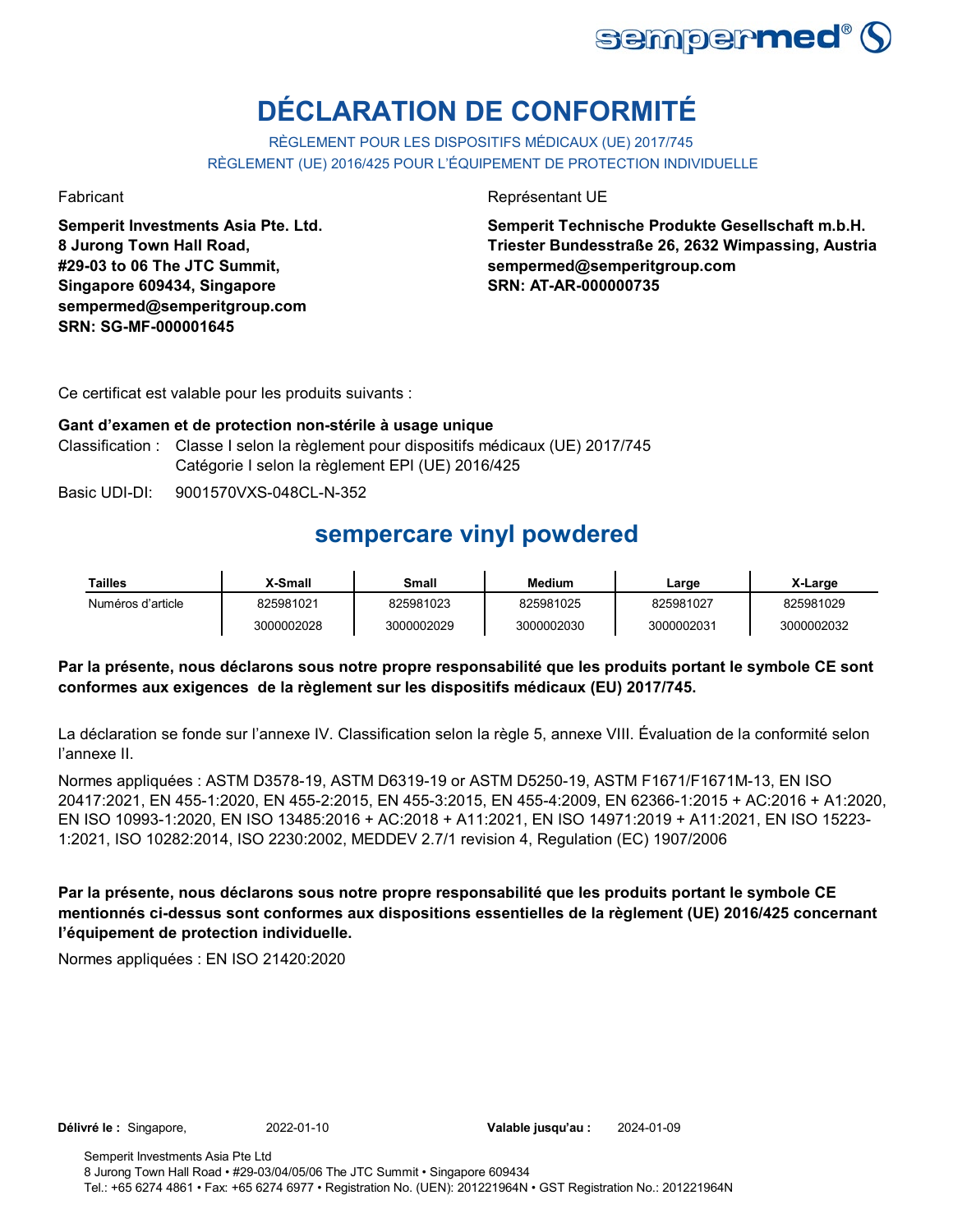# DÉCLARATION DE CONFORMITÉ

RÈGLEMENT POUR LES DISPOSITIFS MÉDICAUX (UE) 2017/745

RÈGLEMENT (UE) 2016/425 POUR L'ÉQUIPEMENT DE PROTECTION INDIVIDUELLE

Fabricant

**Semperit Investments Asia Pte. Ltd.**
**8 Jurong Town Hall Road,**
**#29-03 to 06 The JTC Summit,**
**Singapore 609434, Singapore**
**sempermed@semperitgroup.com**
**SRN: SG-MF-000001645**

Représentant UE

**Semperit Technische Produkte Gesellschaft m.b.H.**
**Triester Bundesstraße 26, 2632 Wimpassing, Austria**
**sempermed@semperitgroup.com**
**SRN: AT-AR-000000735**

Ce certificat est valable pour les produits suivants :

**Gant d'examen et de protection non-stérile à usage unique**

Classification : Classe I selon la règlement pour dispositifs médicaux (UE) 2017/745
Catégorie I selon la règlement EPI (UE) 2016/425

Basic UDI-DI: 9001570VXS-048CL-N-352

## sempercare vinyl powdered

| Tailles | X-Small | Small | Medium | Large | X-Large |
|---|---|---|---|---|---|
| Numéros d'article | 825981021 | 825981023 | 825981025 | 825981027 | 825981029 |
| | 3000002028 | 3000002029 | 3000002030 | 3000002031 | 3000002032 |

**Par la présente, nous déclarons sous notre propre responsabilité que les produits portant le symbole CE sont conformes aux exigences de la règlement sur les dispositifs médicaux (EU) 2017/745.**

La déclaration se fonde sur l'annexe IV. Classification selon la règle 5, annexe VIII. Évaluation de la conformité selon l'annexe II.

Normes appliquées : ASTM D3578-19, ASTM D6319-19 or ASTM D5250-19, ASTM F1671/F1671M-13, EN ISO 20417:2021, EN 455-1:2020, EN 455-2:2015, EN 455-3:2015, EN 455-4:2009, EN 62366-1:2015 + AC:2016 + A1:2020, EN ISO 10993-1:2020, EN ISO 13485:2016 + AC:2018 + A11:2021, EN ISO 14971:2019 + A11:2021, EN ISO 15223-1:2021, ISO 10282:2014, ISO 2230:2002, MEDDEV 2.7/1 revision 4, Regulation (EC) 1907/2006

**Par la présente, nous déclarons sous notre propre responsabilité que les produits portant le symbole CE mentionnés ci-dessus sont conformes aux dispositions essentielles de la règlement (UE) 2016/425 concernant l'équipement de protection individuelle.**

Normes appliquées : EN ISO 21420:2020

**Délivré le :** Singapore, 2022-01-10 **Valable jusqu'au :** 2024-01-09

Semperit Investments Asia Pte Ltd
8 Jurong Town Hall Road • #29-03/04/05/06 The JTC Summit • Singapore 609434
Tel.: +65 6274 4861 • Fax: +65 6274 6977 • Registration No. (UEN): 201221964N • GST Registration No.: 201221964N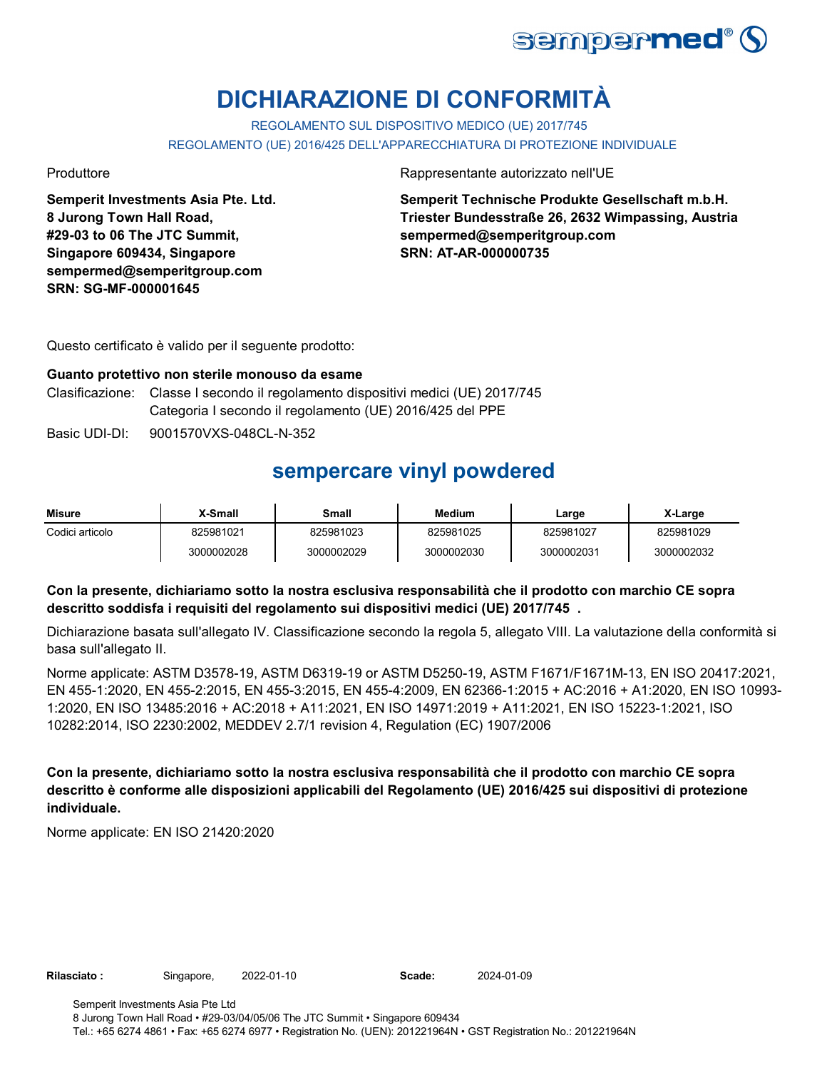# DICHIARAZIONE DI CONFORMITÀ

REGOLAMENTO SUL DISPOSITIVO MEDICO (UE) 2017/745

REGOLAMENTO (UE) 2016/425 DELL'APPARECCHIATURA DI PROTEZIONE INDIVIDUALE

Produttore

**Semperit Investments Asia Pte. Ltd.**
**8 Jurong Town Hall Road,**
**#29-03 to 06 The JTC Summit,**
**Singapore 609434, Singapore**
**sempermed@semperitgroup.com**
**SRN: SG-MF-000001645**

Rappresentante autorizzato nell'UE

**Semperit Technische Produkte Gesellschaft m.b.H.**
**Triester Bundesstraße 26, 2632 Wimpassing, Austria**
**sempermed@semperitgroup.com**
**SRN: AT-AR-000000735**

Questo certificato è valido per il seguente prodotto:

**Guanto protettivo non sterile monouso da esame**

Clasificazione: Classe I secondo il regolamento dispositivi medici (UE) 2017/745
Categoria I secondo il regolamento (UE) 2016/425 del PPE

Basic UDI-DI: 9001570VXS-048CL-N-352

## sempercare vinyl powdered

| Misure | X-Small | Small | Medium | Large | X-Large |
|---|---|---|---|---|---|
| Codici articolo | 825981021 | 825981023 | 825981025 | 825981027 | 825981029 |
| | 3000002028 | 3000002029 | 3000002030 | 3000002031 | 3000002032 |

**Con la presente, dichiariamo sotto la nostra esclusiva responsabilità che il prodotto con marchio CE sopra descritto soddisfa i requisiti del regolamento sui dispositivi medici (UE) 2017/745 .**

Dichiarazione basata sull'allegato IV. Classificazione secondo la regola 5, allegato VIII. La valutazione della conformità si basa sull'allegato II.

Norme applicate: ASTM D3578-19, ASTM D6319-19 or ASTM D5250-19, ASTM F1671/F1671M-13, EN ISO 20417:2021, EN 455-1:2020, EN 455-2:2015, EN 455-3:2015, EN 455-4:2009, EN 62366-1:2015 + AC:2016 + A1:2020, EN ISO 10993-1:2020, EN ISO 13485:2016 + AC:2018 + A11:2021, EN ISO 14971:2019 + A11:2021, EN ISO 15223-1:2021, ISO 10282:2014, ISO 2230:2002, MEDDEV 2.7/1 revision 4, Regulation (EC) 1907/2006

**Con la presente, dichiariamo sotto la nostra esclusiva responsabilità che il prodotto con marchio CE sopra descritto è conforme alle disposizioni applicabili del Regolamento (UE) 2016/425 sui dispositivi di protezione individuale.**

Norme applicate: EN ISO 21420:2020

**Rilasciato :** Singapore, 2022-01-10 **Scade:** 2024-01-09

Semperit Investments Asia Pte Ltd
8 Jurong Town Hall Road • #29-03/04/05/06 The JTC Summit • Singapore 609434
Tel.: +65 6274 4861 • Fax: +65 6274 6977 • Registration No. (UEN): 201221964N • GST Registration No.: 201221964N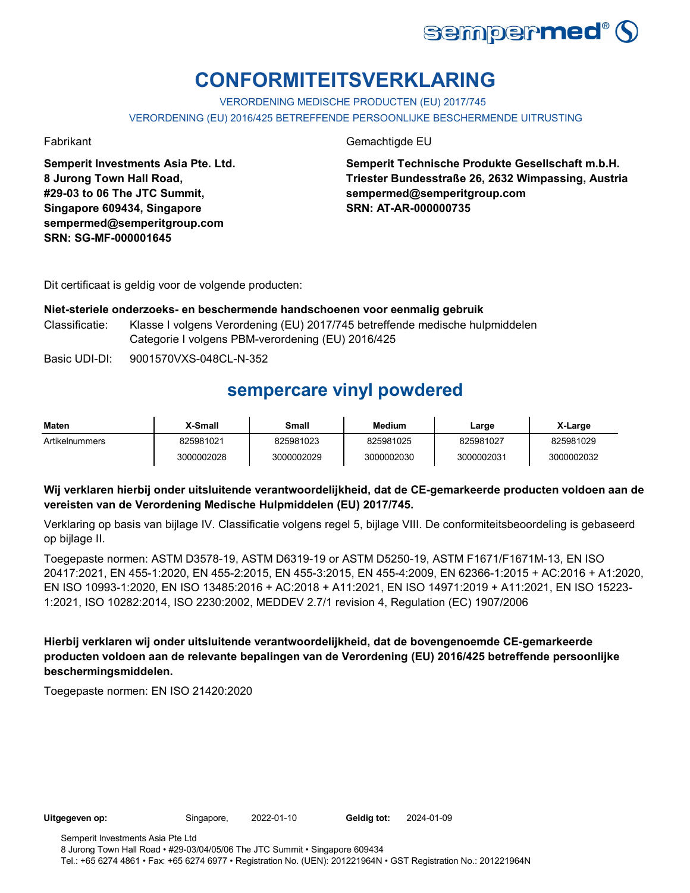# CONFORMITEITSVERKLARING

VERORDENING MEDISCHE PRODUCTEN (EU) 2017/745

VERORDENING (EU) 2016/425 BETREFFENDE PERSOONLIJKE BESCHERMENDE UITRUSTING

Fabrikant

**Semperit Investments Asia Pte. Ltd.**
**8 Jurong Town Hall Road,**
**#29-03 to 06 The JTC Summit,**
**Singapore 609434, Singapore**
**sempermed@semperitgroup.com**
**SRN: SG-MF-000001645**

Gemachtigde EU

**Semperit Technische Produkte Gesellschaft m.b.H.**
**Triester Bundesstraße 26, 2632 Wimpassing, Austria**
**sempermed@semperitgroup.com**
**SRN: AT-AR-000000735**

Dit certificaat is geldig voor de volgende producten:

**Niet-steriele onderzoeks- en beschermende handschoenen voor eenmalig gebruik**

Classificatie: Klasse I volgens Verordening (EU) 2017/745 betreffende medische hulpmiddelen
Categorie I volgens PBM-verordening (EU) 2016/425

Basic UDI-DI: 9001570VXS-048CL-N-352

## sempercare vinyl powdered

| Maten | X-Small | Small | Medium | Large | X-Large |
|---|---|---|---|---|---|
| Artikelnummers | 825981021 | 825981023 | 825981025 | 825981027 | 825981029 |
| | 3000002028 | 3000002029 | 3000002030 | 3000002031 | 3000002032 |

**Wij verklaren hierbij onder uitsluitende verantwoordelijkheid, dat de CE-gemarkeerde producten voldoen aan de vereisten van de Verordening Medische Hulpmiddelen (EU) 2017/745.**

Verklaring op basis van bijlage IV. Classificatie volgens regel 5, bijlage VIII. De conformiteitsbeoordeling is gebaseerd op bijlage II.

Toegepaste normen: ASTM D3578-19, ASTM D6319-19 or ASTM D5250-19, ASTM F1671/F1671M-13, EN ISO 20417:2021, EN 455-1:2020, EN 455-2:2015, EN 455-3:2015, EN 455-4:2009, EN 62366-1:2015 + AC:2016 + A1:2020, EN ISO 10993-1:2020, EN ISO 13485:2016 + AC:2018 + A11:2021, EN ISO 14971:2019 + A11:2021, EN ISO 15223-1:2021, ISO 10282:2014, ISO 2230:2002, MEDDEV 2.7/1 revision 4, Regulation (EC) 1907/2006

**Hierbij verklaren wij onder uitsluitende verantwoordelijkheid, dat de bovengenoemde CE-gemarkeerde producten voldoen aan de relevante bepalingen van de Verordening (EU) 2016/425 betreffende persoonlijke beschermingsmiddelen.**

Toegepaste normen: EN ISO 21420:2020

**Uitgegeven op:** Singapore, 2022-01-10 **Geldig tot:** 2024-01-09

Semperit Investments Asia Pte Ltd
8 Jurong Town Hall Road • #29-03/04/05/06 The JTC Summit • Singapore 609434
Tel.: +65 6274 4861 • Fax: +65 6274 6977 • Registration No. (UEN): 201221964N • GST Registration No.: 201221964N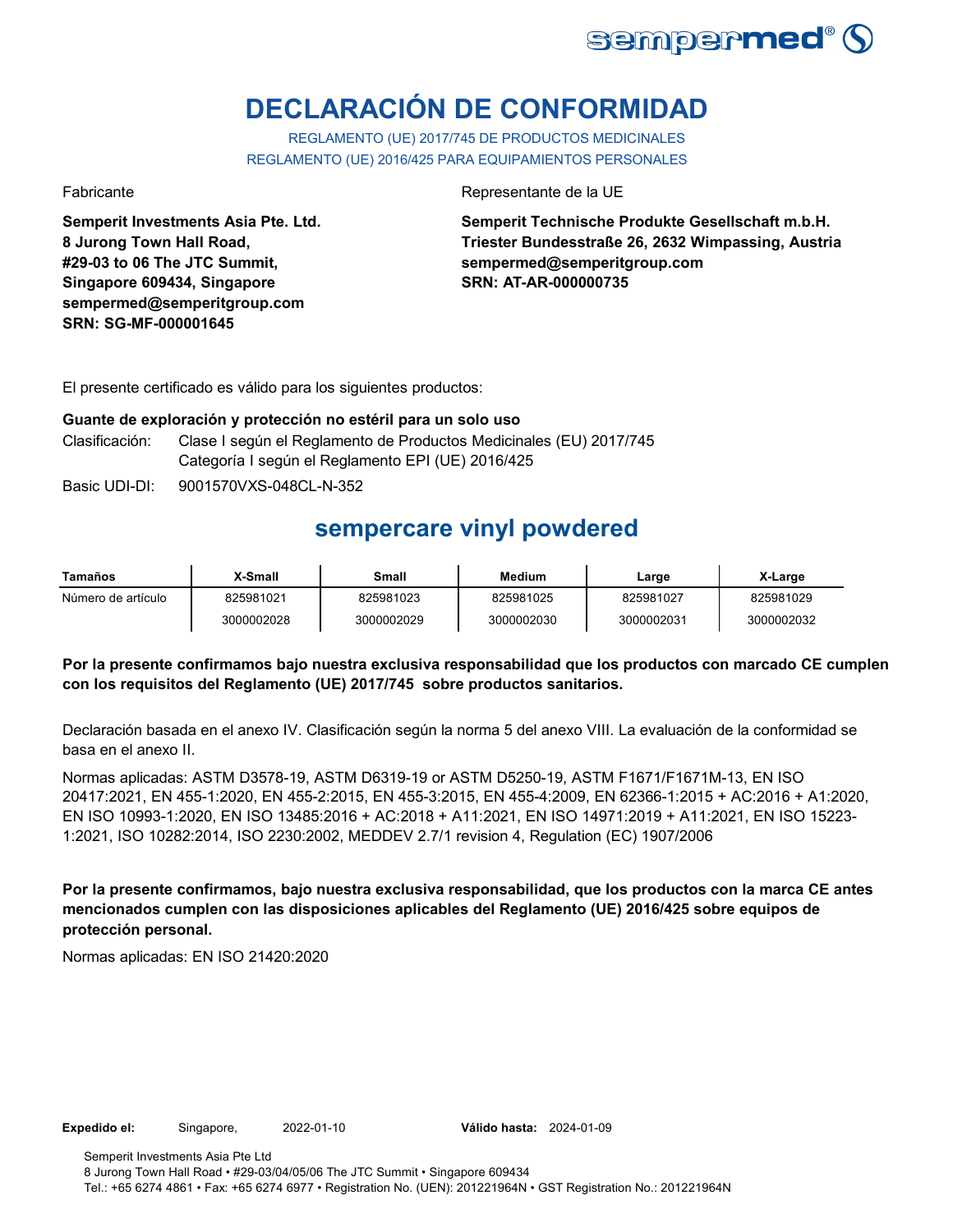# DECLARACIÓN DE CONFORMIDAD

REGLAMENTO (UE) 2017/745 DE PRODUCTOS MEDICINALES
REGLAMENTO (UE) 2016/425 PARA EQUIPAMIENTOS PERSONALES

Fabricante

**Semperit Investments Asia Pte. Ltd.**
**8 Jurong Town Hall Road,**
**#29-03 to 06 The JTC Summit,**
**Singapore 609434, Singapore**
**sempermed@semperitgroup.com**
**SRN: SG-MF-000001645**

Representante de la UE

**Semperit Technische Produkte Gesellschaft m.b.H.**
**Triester Bundesstraße 26, 2632 Wimpassing, Austria**
**sempermed@semperitgroup.com**
**SRN: AT-AR-000000735**

El presente certificado es válido para los siguientes productos:

**Guante de exploración y protección no estéril para un solo uso**

Clasificación: Clase I según el Reglamento de Productos Medicinales (EU) 2017/745
Categoría I según el Reglamento EPI (UE) 2016/425

Basic UDI-DI: 9001570VXS-048CL-N-352

## sempercare vinyl powdered

| Tamaños | X-Small | Small | Medium | Large | X-Large |
|---|---|---|---|---|---|
| Número de artículo | 825981021 | 825981023 | 825981025 | 825981027 | 825981029 |
| | 3000002028 | 3000002029 | 3000002030 | 3000002031 | 3000002032 |

**Por la presente confirmamos bajo nuestra exclusiva responsabilidad que los productos con marcado CE cumplen con los requisitos del Reglamento (UE) 2017/745 sobre productos sanitarios.**

Declaración basada en el anexo IV. Clasificación según la norma 5 del anexo VIII. La evaluación de la conformidad se basa en el anexo II.

Normas aplicadas: ASTM D3578-19, ASTM D6319-19 or ASTM D5250-19, ASTM F1671/F1671M-13, EN ISO 20417:2021, EN 455-1:2020, EN 455-2:2015, EN 455-3:2015, EN 455-4:2009, EN 62366-1:2015 + AC:2016 + A1:2020, EN ISO 10993-1:2020, EN ISO 13485:2016 + AC:2018 + A11:2021, EN ISO 14971:2019 + A11:2021, EN ISO 15223-1:2021, ISO 10282:2014, ISO 2230:2002, MEDDEV 2.7/1 revision 4, Regulation (EC) 1907/2006

**Por la presente confirmamos, bajo nuestra exclusiva responsabilidad, que los productos con la marca CE antes mencionados cumplen con las disposiciones aplicables del Reglamento (UE) 2016/425 sobre equipos de protección personal.**

Normas aplicadas: EN ISO 21420:2020

**Expedido el:** Singapore, 2022-01-10 **Válido hasta:** 2024-01-09

Semperit Investments Asia Pte Ltd
8 Jurong Town Hall Road • #29-03/04/05/06 The JTC Summit • Singapore 609434
Tel.: +65 6274 4861 • Fax: +65 6274 6977 • Registration No. (UEN): 201221964N • GST Registration No.: 201221964N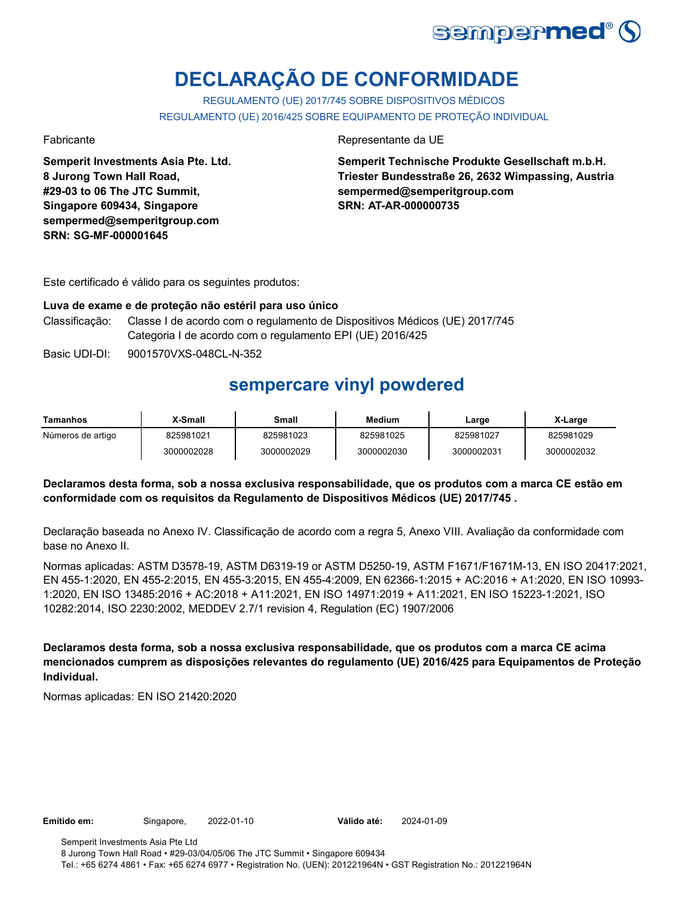# DECLARAÇÃO DE CONFORMIDADE

REGULAMENTO (UE) 2017/745 SOBRE DISPOSITIVOS MÉDICOS
REGULAMENTO (UE) 2016/425 SOBRE EQUIPAMENTO DE PROTEÇÃO INDIVIDUAL

Fabricante

**Semperit Investments Asia Pte. Ltd.**
**8 Jurong Town Hall Road,**
**#29-03 to 06 The JTC Summit,**
**Singapore 609434, Singapore**
**sempermed@semperitgroup.com**
**SRN: SG-MF-000001645**

Representante da UE

**Semperit Technische Produkte Gesellschaft m.b.H.**
**Triester Bundesstraße 26, 2632 Wimpassing, Austria**
**sempermed@semperitgroup.com**
**SRN: AT-AR-000000735**

Este certificado é válido para os seguintes produtos:

**Luva de exame e de proteção não estéril para uso único**

Classificação: Classe I de acordo com o regulamento de Dispositivos Médicos (UE) 2017/745
Categoria I de acordo com o regulamento EPI (UE) 2016/425

Basic UDI-DI: 9001570VXS-048CL-N-352

## sempercare vinyl powdered

| Tamanhos | X-Small | Small | Medium | Large | X-Large |
|---|---|---|---|---|---|
| Números de artigo | 825981021 | 825981023 | 825981025 | 825981027 | 825981029 |
| | 3000002028 | 3000002029 | 3000002030 | 3000002031 | 3000002032 |

**Declaramos desta forma, sob a nossa exclusiva responsabilidade, que os produtos com a marca CE estão em conformidade com os requisitos da Regulamento de Dispositivos Médicos (UE) 2017/745 .**

Declaração baseada no Anexo IV. Classificação de acordo com a regra 5, Anexo VIII. Avaliação da conformidade com base no Anexo II.

Normas aplicadas: ASTM D3578-19, ASTM D6319-19 or ASTM D5250-19, ASTM F1671/F1671M-13, EN ISO 20417:2021, EN 455-1:2020, EN 455-2:2015, EN 455-3:2015, EN 455-4:2009, EN 62366-1:2015 + AC:2016 + A1:2020, EN ISO 10993-1:2020, EN ISO 13485:2016 + AC:2018 + A11:2021, EN ISO 14971:2019 + A11:2021, EN ISO 15223-1:2021, ISO 10282:2014, ISO 2230:2002, MEDDEV 2.7/1 revision 4, Regulation (EC) 1907/2006

**Declaramos desta forma, sob a nossa exclusiva responsabilidade, que os produtos com a marca CE acima mencionados cumprem as disposições relevantes do regulamento (UE) 2016/425 para Equipamentos de Proteção Individual.**

Normas aplicadas: EN ISO 21420:2020

**Emitido em:** Singapore, 2022-01-10 **Válido até:** 2024-01-09

Semperit Investments Asia Pte Ltd
8 Jurong Town Hall Road • #29-03/04/05/06 The JTC Summit • Singapore 609434
Tel.: +65 6274 4861 • Fax: +65 6274 6977 • Registration No. (UEN): 201221964N • GST Registration No.: 201221964N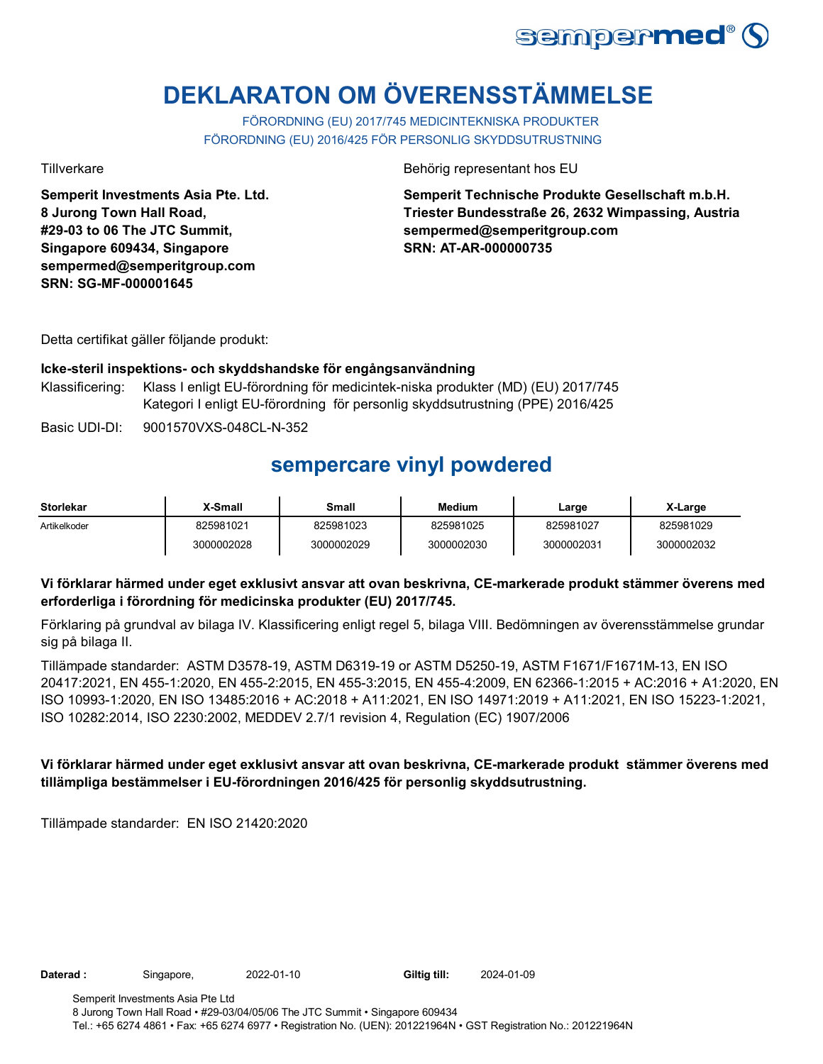# DEKLARATON OM ÖVERENSSTÄMMELSE

FÖRORDNING (EU) 2017/745 MEDICINTEKNISKA PRODUKTER
FÖRORDNING (EU) 2016/425 FÖR PERSONLIG SKYDDSUTRUSTNING

Tillverkare

**Semperit Investments Asia Pte. Ltd.**
**8 Jurong Town Hall Road,**
**#29-03 to 06 The JTC Summit,**
**Singapore 609434, Singapore**
**sempermed@semperitgroup.com**
**SRN: SG-MF-000001645**

Behörig representant hos EU

**Semperit Technische Produkte Gesellschaft m.b.H.**
**Triester Bundesstraße 26, 2632 Wimpassing, Austria**
**sempermed@semperitgroup.com**
**SRN: AT-AR-000000735**

Detta certifikat gäller följande produkt:

**Icke-steril inspektions- och skyddshandske för engångsanvändning**

Klassificering: Klass I enligt EU-förordning för medicintek-niska produkter (MD) (EU) 2017/745
Kategori I enligt EU-förordning för personlig skyddsutrustning (PPE) 2016/425

Basic UDI-DI: 9001570VXS-048CL-N-352

## sempercare vinyl powdered

| Storlekar | X-Small | Small | Medium | Large | X-Large |
|---|---|---|---|---|---|
| Artikelkoder | 825981021 | 825981023 | 825981025 | 825981027 | 825981029 |
| | 3000002028 | 3000002029 | 3000002030 | 3000002031 | 3000002032 |

**Vi förklarar härmed under eget exklusivt ansvar att ovan beskrivna, CE-markerade produkt stämmer överens med erforderliga i förordning för medicinska produkter (EU) 2017/745.**

Förklaring på grundval av bilaga IV. Klassificering enligt regel 5, bilaga VIII. Bedömningen av överensstämmelse grundar sig på bilaga II.

Tillämpade standarder: ASTM D3578-19, ASTM D6319-19 or ASTM D5250-19, ASTM F1671/F1671M-13, EN ISO 20417:2021, EN 455-1:2020, EN 455-2:2015, EN 455-3:2015, EN 455-4:2009, EN 62366-1:2015 + AC:2016 + A1:2020, EN ISO 10993-1:2020, EN ISO 13485:2016 + AC:2018 + A11:2021, EN ISO 14971:2019 + A11:2021, EN ISO 15223-1:2021, ISO 10282:2014, ISO 2230:2002, MEDDEV 2.7/1 revision 4, Regulation (EC) 1907/2006

**Vi förklarar härmed under eget exklusivt ansvar att ovan beskrivna, CE-markerade produkt stämmer överens med tillämpliga bestämmelser i EU-förordningen 2016/425 för personlig skyddsutrustning.**

Tillämpade standarder: EN ISO 21420:2020

**Daterad :** Singapore, 2022-01-10 **Giltig till:** 2024-01-09

Semperit Investments Asia Pte Ltd
8 Jurong Town Hall Road • #29-03/04/05/06 The JTC Summit • Singapore 609434
Tel.: +65 6274 4861 • Fax: +65 6274 6977 • Registration No. (UEN): 201221964N • GST Registration No.: 201221964N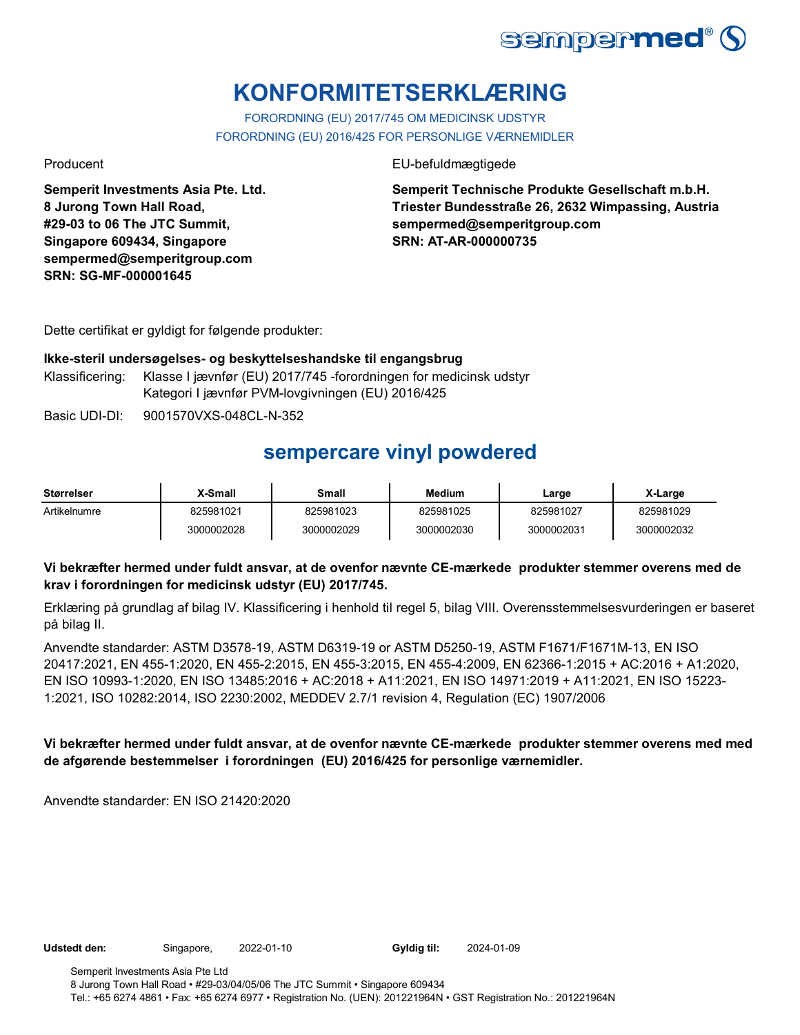# KONFORMITETSERKLÆRING

FORORDNING (EU) 2017/745 OM MEDICINSK UDSTYR
FORORDNING (EU) 2016/425 FOR PERSONLIGE VÆRNEMIDLER

Producent

**Semperit Investments Asia Pte. Ltd.**
**8 Jurong Town Hall Road,**
**#29-03 to 06 The JTC Summit,**
**Singapore 609434, Singapore**
**sempermed@semperitgroup.com**
**SRN: SG-MF-000001645**

EU-befuldmægtigede

**Semperit Technische Produkte Gesellschaft m.b.H.**
**Triester Bundesstraße 26, 2632 Wimpassing, Austria**
**sempermed@semperitgroup.com**
**SRN: AT-AR-000000735**

Dette certifikat er gyldigt for følgende produkter:

**Ikke-steril undersøgelses- og beskyttelseshandske til engangsbrug**

Klassificering: Klasse I jævnfør (EU) 2017/745 -forordningen for medicinsk udstyr
Kategori I jævnfør PVM-lovgivningen (EU) 2016/425

Basic UDI-DI: 9001570VXS-048CL-N-352

## sempercare vinyl powdered

| Størrelser | X-Small | Small | Medium | Large | X-Large |
|---|---|---|---|---|---|
| Artikelnumre | 825981021 | 825981023 | 825981025 | 825981027 | 825981029 |
| | 3000002028 | 3000002029 | 3000002030 | 3000002031 | 3000002032 |

**Vi bekræfter hermed under fuldt ansvar, at de ovenfor nævnte CE-mærkede produkter stemmer overens med de krav i forordningen for medicinsk udstyr (EU) 2017/745.**

Erklæring på grundlag af bilag IV. Klassificering i henhold til regel 5, bilag VIII. Overensstemmelsesvurderingen er baseret på bilag II.

Anvendte standarder: ASTM D3578-19, ASTM D6319-19 or ASTM D5250-19, ASTM F1671/F1671M-13, EN ISO 20417:2021, EN 455-1:2020, EN 455-2:2015, EN 455-3:2015, EN 455-4:2009, EN 62366-1:2015 + AC:2016 + A1:2020, EN ISO 10993-1:2020, EN ISO 13485:2016 + AC:2018 + A11:2021, EN ISO 14971:2019 + A11:2021, EN ISO 15223-1:2021, ISO 10282:2014, ISO 2230:2002, MEDDEV 2.7/1 revision 4, Regulation (EC) 1907/2006

**Vi bekræfter hermed under fuldt ansvar, at de ovenfor nævnte CE-mærkede produkter stemmer overens med med de afgørende bestemmelser i forordningen (EU) 2016/425 for personlige værnemidler.**

Anvendte standarder: EN ISO 21420:2020

**Udstedt den:** Singapore, 2022-01-10 **Gyldig til:** 2024-01-09

Semperit Investments Asia Pte Ltd
8 Jurong Town Hall Road • #29-03/04/05/06 The JTC Summit • Singapore 609434
Tel.: +65 6274 4861 • Fax: +65 6274 6977 • Registration No. (UEN): 201221964N • GST Registration No.: 201221964N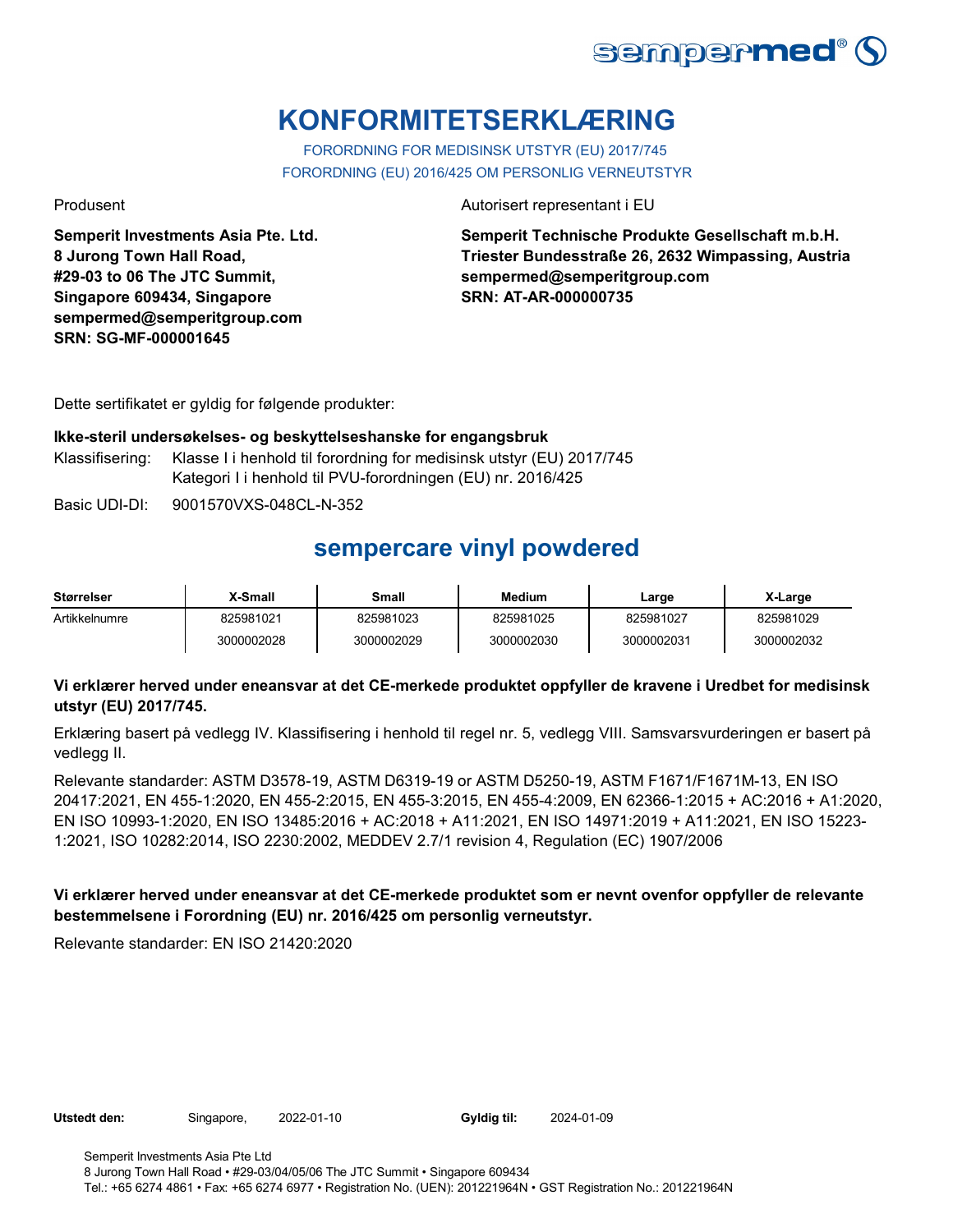# KONFORMITETSERKLÆRING

FORORDNING FOR MEDISINSK UTSTYR (EU) 2017/745

FORORDNING (EU) 2016/425 OM PERSONLIG VERNEUTSTYR

Produsent

**Semperit Investments Asia Pte. Ltd.**
**8 Jurong Town Hall Road,**
**#29-03 to 06 The JTC Summit,**
**Singapore 609434, Singapore**
**sempermed@semperitgroup.com**
**SRN: SG-MF-000001645**

Autorisert representant i EU

**Semperit Technische Produkte Gesellschaft m.b.H.**
**Triester Bundesstraße 26, 2632 Wimpassing, Austria**
**sempermed@semperitgroup.com**
**SRN: AT-AR-000000735**

Dette sertifikatet er gyldig for følgende produkter:

**Ikke-steril undersøkelses- og beskyttelseshanske for engangsbruk**

Klassifisering: Klasse I i henhold til forordning for medisinsk utstyr (EU) 2017/745
Kategori I i henhold til PVU-forordningen (EU) nr. 2016/425

Basic UDI-DI: 9001570VXS-048CL-N-352

## sempercare vinyl powdered

| Størrelser | X-Small | Small | Medium | Large | X-Large |
|---|---|---|---|---|---|
| Artikkelnumre | 825981021 | 825981023 | 825981025 | 825981027 | 825981029 |
| | 3000002028 | 3000002029 | 3000002030 | 3000002031 | 3000002032 |

**Vi erklærer herved under eneansvar at det CE-merkede produktet oppfyller de kravene i Uredbet for medisinsk utstyr (EU) 2017/745.**

Erklæring basert på vedlegg IV. Klassifisering i henhold til regel nr. 5, vedlegg VIII. Samsvarsvurderingen er basert på vedlegg II.

Relevante standarder: ASTM D3578-19, ASTM D6319-19 or ASTM D5250-19, ASTM F1671/F1671M-13, EN ISO 20417:2021, EN 455-1:2020, EN 455-2:2015, EN 455-3:2015, EN 455-4:2009, EN 62366-1:2015 + AC:2016 + A1:2020, EN ISO 10993-1:2020, EN ISO 13485:2016 + AC:2018 + A11:2021, EN ISO 14971:2019 + A11:2021, EN ISO 15223-1:2021, ISO 10282:2014, ISO 2230:2002, MEDDEV 2.7/1 revision 4, Regulation (EC) 1907/2006

**Vi erklærer herved under eneansvar at det CE-merkede produktet som er nevnt ovenfor oppfyller de relevante bestemmelsene i Forordning (EU) nr. 2016/425 om personlig verneutstyr.**

Relevante standarder: EN ISO 21420:2020

**Utstedt den:** Singapore, 2022-01-10 **Gyldig til:** 2024-01-09

Semperit Investments Asia Pte Ltd
8 Jurong Town Hall Road • #29-03/04/05/06 The JTC Summit • Singapore 609434
Tel.: +65 6274 4861 • Fax: +65 6274 6977 • Registration No. (UEN): 201221964N • GST Registration No.: 201221964N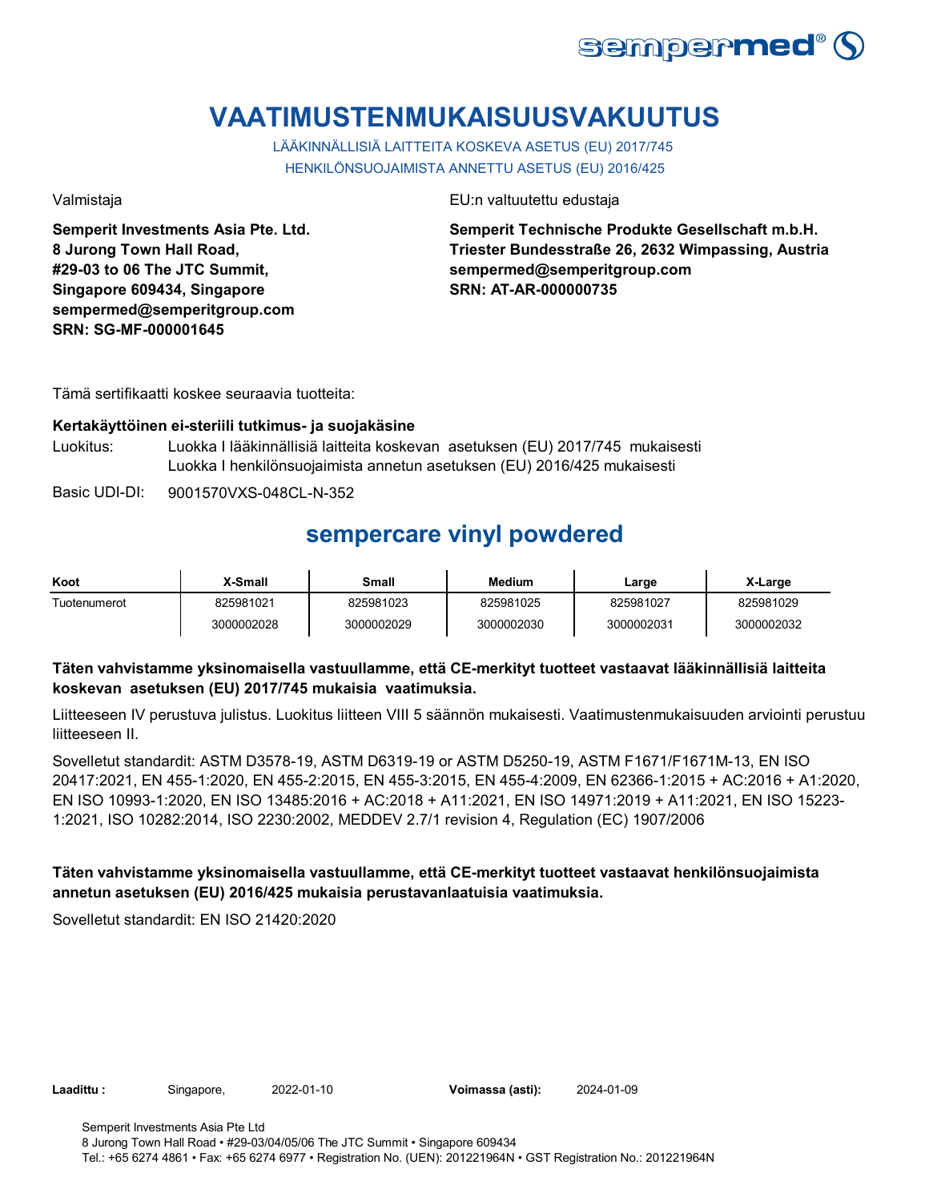# VAATIMUSTENMUKAISUUSVAKUUTUS

LÄÄKINNÄLLISIÄ LAITTEITA KOSKEVA ASETUS (EU) 2017/745
HENKILÖNSUOJAIMISTA ANNETTU ASETUS (EU) 2016/425

Valmistaja

**Semperit Investments Asia Pte. Ltd.**
**8 Jurong Town Hall Road,**
**#29-03 to 06 The JTC Summit,**
**Singapore 609434, Singapore**
**sempermed@semperitgroup.com**
**SRN: SG-MF-000001645**

EU:n valtuutettu edustaja

**Semperit Technische Produkte Gesellschaft m.b.H.**
**Triester Bundesstraße 26, 2632 Wimpassing, Austria**
**sempermed@semperitgroup.com**
**SRN: AT-AR-000000735**

Tämä sertifikaatti koskee seuraavia tuotteita:

**Kertakäyttöinen ei-steriili tutkimus- ja suojakäsine**

Luokitus: Luokka I lääkinnällisiä laitteita koskevan asetuksen (EU) 2017/745 mukaisesti
Luokka I henkilönsuojaimista annetun asetuksen (EU) 2016/425 mukaisesti

Basic UDI-DI: 9001570VXS-048CL-N-352

## sempercare vinyl powdered

| Koot | X-Small | Small | Medium | Large | X-Large |
|---|---|---|---|---|---|
| Tuotenumerot | 825981021 | 825981023 | 825981025 | 825981027 | 825981029 |
| | 3000002028 | 3000002029 | 3000002030 | 3000002031 | 3000002032 |

**Täten vahvistamme yksinomaisella vastuullamme, että CE-merkityt tuotteet vastaavat lääkinnällisiä laitteita koskevan asetuksen (EU) 2017/745 mukaisia vaatimuksia.**

Liitteeseen IV perustuva julistus. Luokitus liitteen VIII 5 säännön mukaisesti. Vaatimustenmukaisuuden arviointi perustuu liitteeseen II.

Sovelletut standardit: ASTM D3578-19, ASTM D6319-19 or ASTM D5250-19, ASTM F1671/F1671M-13, EN ISO 20417:2021, EN 455-1:2020, EN 455-2:2015, EN 455-3:2015, EN 455-4:2009, EN 62366-1:2015 + AC:2016 + A1:2020, EN ISO 10993-1:2020, EN ISO 13485:2016 + AC:2018 + A11:2021, EN ISO 14971:2019 + A11:2021, EN ISO 15223-1:2021, ISO 10282:2014, ISO 2230:2002, MEDDEV 2.7/1 revision 4, Regulation (EC) 1907/2006

**Täten vahvistamme yksinomaisella vastuullamme, että CE-merkityt tuotteet vastaavat henkilönsuojaimista annetun asetuksen (EU) 2016/425 mukaisia perustavanlaatuisia vaatimuksia.**

Sovelletut standardit: EN ISO 21420:2020

**Laadittu :** Singapore, 2022-01-10 **Voimassa (asti):** 2024-01-09

Semperit Investments Asia Pte Ltd
8 Jurong Town Hall Road • #29-03/04/05/06 The JTC Summit • Singapore 609434
Tel.: +65 6274 4861 • Fax: +65 6274 6977 • Registration No. (UEN): 201221964N • GST Registration No.: 201221964N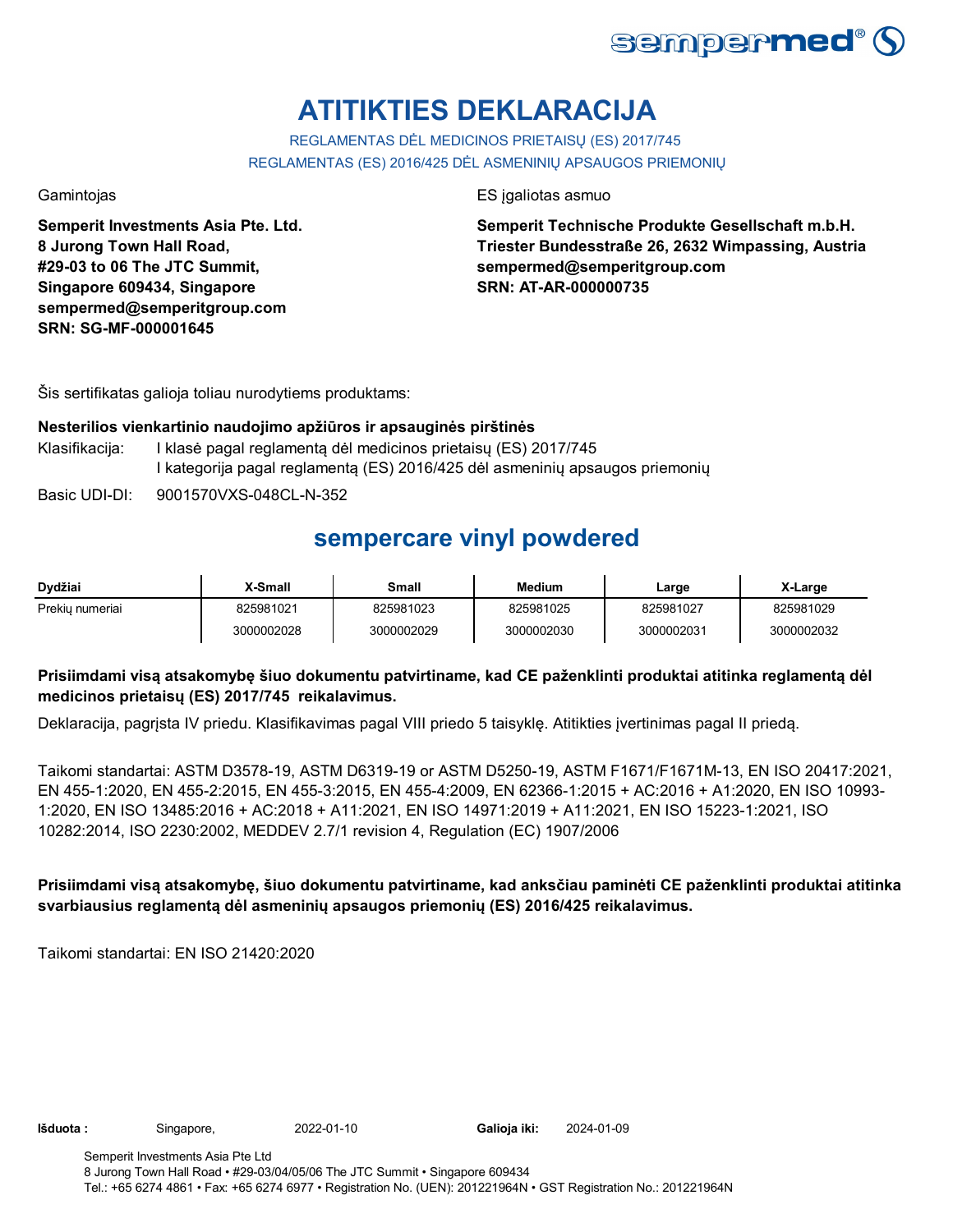# ATITIKTIES DEKLARACIJA

REGLAMENTAS DĖL MEDICINOS PRIETAISŲ (ES) 2017/745
REGLAMENTAS (ES) 2016/425 DĖL ASMENINIŲ APSAUGOS PRIEMONIŲ

Gamintojas

**Semperit Investments Asia Pte. Ltd.**
**8 Jurong Town Hall Road,**
**#29-03 to 06 The JTC Summit,**
**Singapore 609434, Singapore**
**sempermed@semperitgroup.com**
**SRN: SG-MF-000001645**

ES įgaliotas asmuo

**Semperit Technische Produkte Gesellschaft m.b.H.**
**Triester Bundesstraße 26, 2632 Wimpassing, Austria**
**sempermed@semperitgroup.com**
**SRN: AT-AR-000000735**

Šis sertifikatas galioja toliau nurodytiems produktams:

**Nesterilios vienkartinio naudojimo apžiūros ir apsauginės pirštinės**

Klasifikacija: I klasė pagal reglamentą dėl medicinos prietaisų (ES) 2017/745
I kategorija pagal reglamentą (ES) 2016/425 dėl asmeninių apsaugos priemonių

Basic UDI-DI: 9001570VXS-048CL-N-352

## sempercare vinyl powdered

| Dydžiai | X-Small | Small | Medium | Large | X-Large |
|---|---|---|---|---|---|
| Prekių numeriai | 825981021 | 825981023 | 825981025 | 825981027 | 825981029 |
| | 3000002028 | 3000002029 | 3000002030 | 3000002031 | 3000002032 |

**Prisiimdami visą atsakomybę šiuo dokumentu patvirtiname, kad CE paženklinti produktai atitinka reglamentą dėl medicinos prietaisų (ES) 2017/745 reikalavimus.**

Deklaracija, pagrįsta IV priedu. Klasifikavimas pagal VIII priedo 5 taisyklę. Atitikties įvertinimas pagal II priedą.

Taikomi standartai: ASTM D3578-19, ASTM D6319-19 or ASTM D5250-19, ASTM F1671/F1671M-13, EN ISO 20417:2021, EN 455-1:2020, EN 455-2:2015, EN 455-3:2015, EN 455-4:2009, EN 62366-1:2015 + AC:2016 + A1:2020, EN ISO 10993-1:2020, EN ISO 13485:2016 + AC:2018 + A11:2021, EN ISO 14971:2019 + A11:2021, EN ISO 15223-1:2021, ISO 10282:2014, ISO 2230:2002, MEDDEV 2.7/1 revision 4, Regulation (EC) 1907/2006

**Prisiimdami visą atsakomybę, šiuo dokumentu patvirtiname, kad anksčiau paminėti CE paženklinti produktai atitinka svarbiausius reglamentą dėl asmeninių apsaugos priemonių (ES) 2016/425 reikalavimus.**

Taikomi standartai: EN ISO 21420:2020

**Išduota :** Singapore, 2022-01-10 **Galioja iki:** 2024-01-09

Semperit Investments Asia Pte Ltd
8 Jurong Town Hall Road • #29-03/04/05/06 The JTC Summit • Singapore 609434
Tel.: +65 6274 4861 • Fax: +65 6274 6977 • Registration No. (UEN): 201221964N • GST Registration No.: 201221964N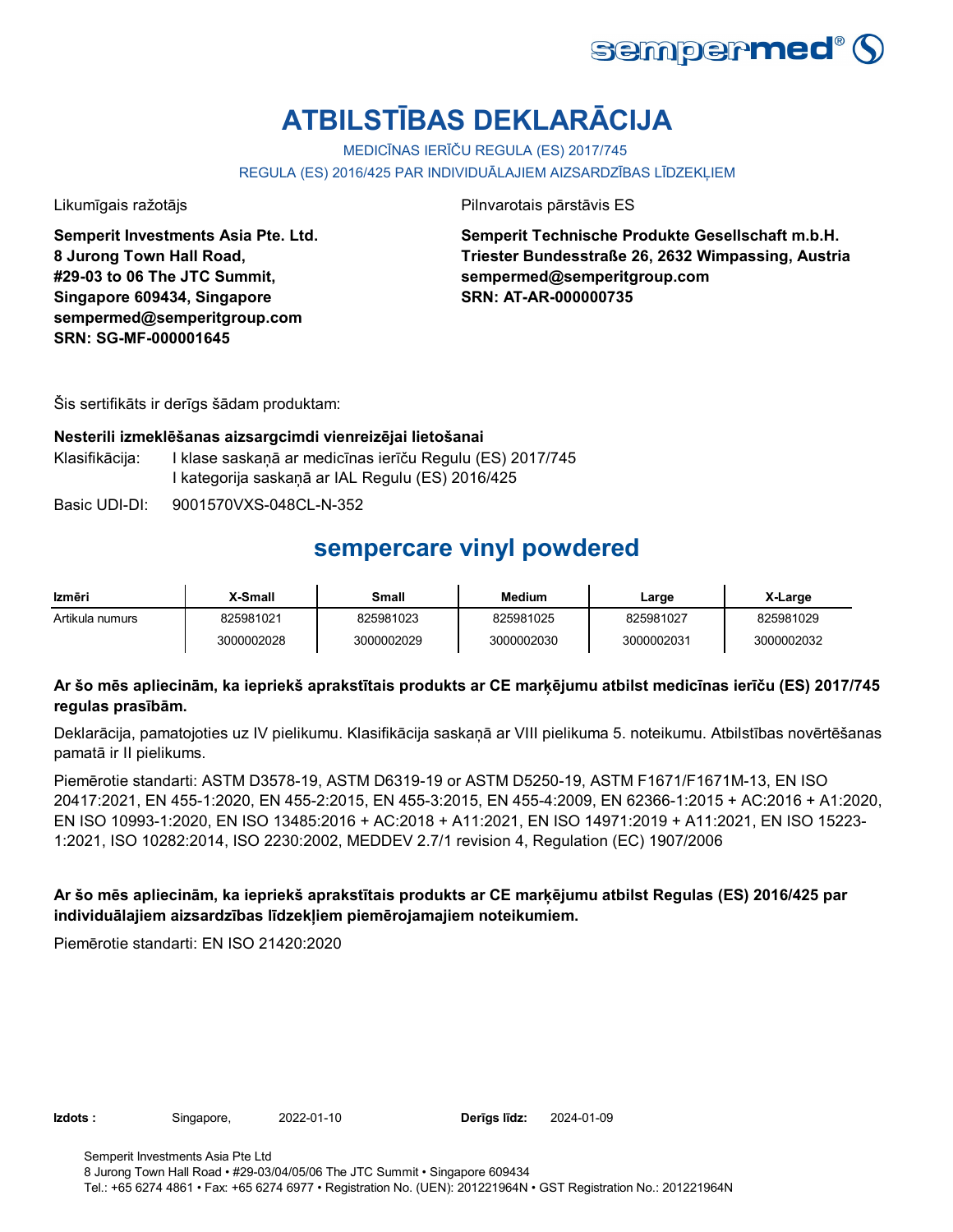# ATBILSTĪBAS DEKLARĀCIJA

MEDICĪNAS IERĪČU REGULA (ES) 2017/745

REGULA (ES) 2016/425 PAR INDIVIDUĀLAJIEM AIZSARDZĪBAS LĪDZEKĻIEM

Likumīgais ražotājs

**Semperit Investments Asia Pte. Ltd.**
**8 Jurong Town Hall Road,**
**#29-03 to 06 The JTC Summit,**
**Singapore 609434, Singapore**
**sempermed@semperitgroup.com**
**SRN: SG-MF-000001645**

Pilnvarotais pārstāvis ES

**Semperit Technische Produkte Gesellschaft m.b.H.**
**Triester Bundesstraße 26, 2632 Wimpassing, Austria**
**sempermed@semperitgroup.com**
**SRN: AT-AR-000000735**

Šis sertifikāts ir derīgs šādam produktam:

**Nesterili izmeklēšanas aizsargcimdi vienreizējai lietošanai**

Klasifikācija: I klase saskaņā ar medicīnas ierīču Regulu (ES) 2017/745
I kategorija saskaņā ar IAL Regulu (ES) 2016/425

Basic UDI-DI: 9001570VXS-048CL-N-352

## sempercare vinyl powdered

| Izmēri | X-Small | Small | Medium | Large | X-Large |
|---|---|---|---|---|---|
| Artikula numurs | 825981021 | 825981023 | 825981025 | 825981027 | 825981029 |
| | 3000002028 | 3000002029 | 3000002030 | 3000002031 | 3000002032 |

**Ar šo mēs apliecinām, ka iepriekš aprakstītais produkts ar CE marķējumu atbilst medicīnas ierīču (ES) 2017/745 regulas prasībām.**

Deklarācija, pamatojoties uz IV pielikumu. Klasifikācija saskaņā ar VIII pielikuma 5. noteikumu. Atbilstības novērtēšanas pamatā ir II pielikums.

Piemērotie standarti: ASTM D3578-19, ASTM D6319-19 or ASTM D5250-19, ASTM F1671/F1671M-13, EN ISO 20417:2021, EN 455-1:2020, EN 455-2:2015, EN 455-3:2015, EN 455-4:2009, EN 62366-1:2015 + AC:2016 + A1:2020, EN ISO 10993-1:2020, EN ISO 13485:2016 + AC:2018 + A11:2021, EN ISO 14971:2019 + A11:2021, EN ISO 15223-1:2021, ISO 10282:2014, ISO 2230:2002, MEDDEV 2.7/1 revision 4, Regulation (EC) 1907/2006

**Ar šo mēs apliecinām, ka iepriekš aprakstītais produkts ar CE marķējumu atbilst Regulas (ES) 2016/425 par individuālajiem aizsardzības līdzekļiem piemērojamajiem noteikumiem.**

Piemērotie standarti: EN ISO 21420:2020

**Izdots :** Singapore, 2022-01-10 **Derīgs līdz:** 2024-01-09

Semperit Investments Asia Pte Ltd
8 Jurong Town Hall Road • #29-03/04/05/06 The JTC Summit • Singapore 609434
Tel.: +65 6274 4861 • Fax: +65 6274 6977 • Registration No. (UEN): 201221964N • GST Registration No.: 201221964N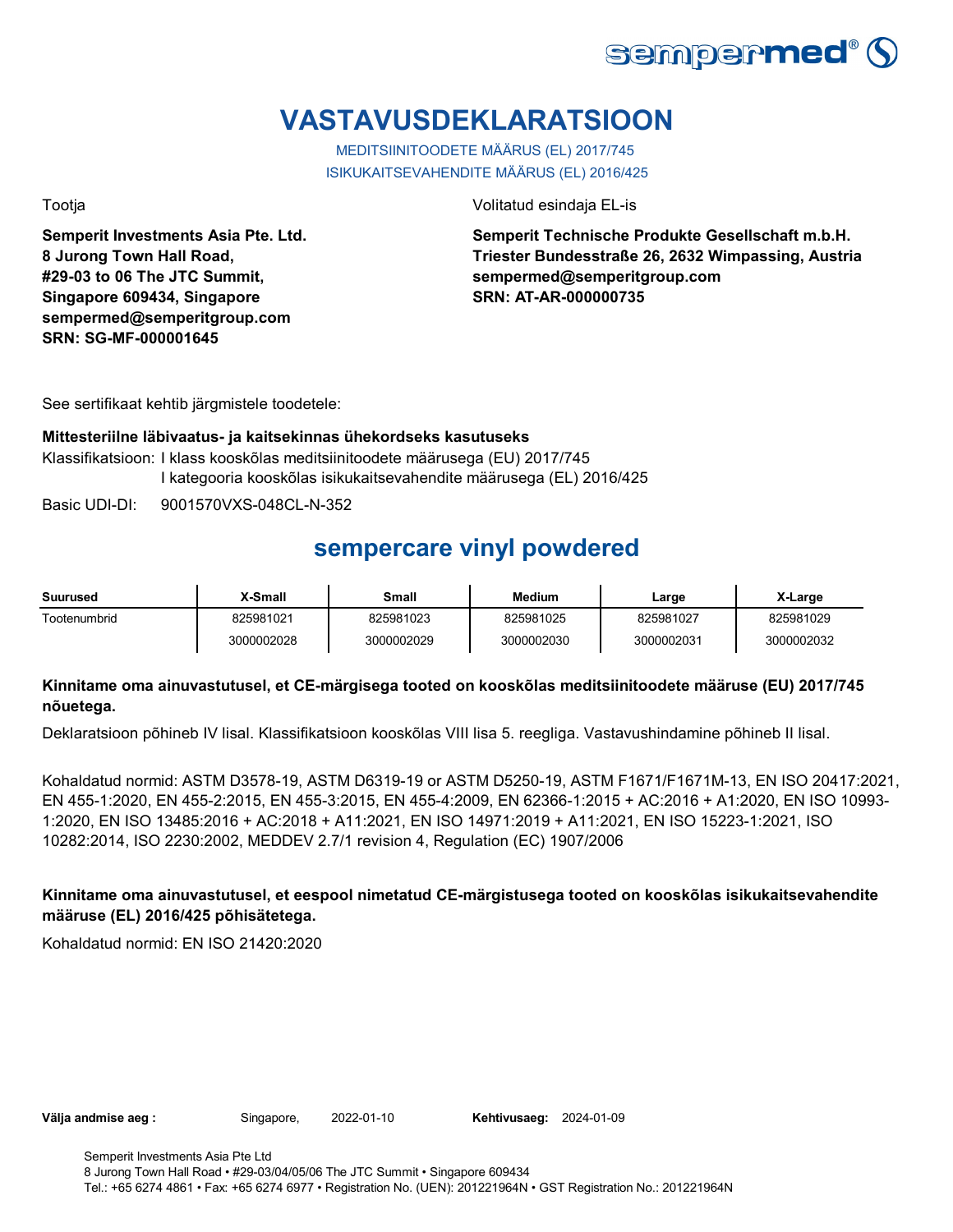# VASTAVUSDEKLARATSIOON

MEDITSIINITOODETE MÄÄRUS (EL) 2017/745
ISIKUKAITSEVAHENDITE MÄÄRUS (EL) 2016/425

Tootja

**Semperit Investments Asia Pte. Ltd.**
**8 Jurong Town Hall Road,**
**#29-03 to 06 The JTC Summit,**
**Singapore 609434, Singapore**
**sempermed@semperitgroup.com**
**SRN: SG-MF-000001645**

Volitatud esindaja EL-is

**Semperit Technische Produkte Gesellschaft m.b.H.**
**Triester Bundesstraße 26, 2632 Wimpassing, Austria**
**sempermed@semperitgroup.com**
**SRN: AT-AR-000000735**

See sertifikaat kehtib järgmistele toodetele:

**Mittesteriilne läbivaatus- ja kaitsekinnas ühekordseks kasutuseks**

Klassifikatsioon: I klass kooskõlas meditsiinitoodete määrusega (EU) 2017/745
I kategooria kooskõlas isikukaitsevahendite määrusega (EL) 2016/425

Basic UDI-DI: 9001570VXS-048CL-N-352

## sempercare vinyl powdered

| Suurused | X-Small | Small | Medium | Large | X-Large |
|---|---|---|---|---|---|
| Tootenumbrid | 825981021 | 825981023 | 825981025 | 825981027 | 825981029 |
| | 3000002028 | 3000002029 | 3000002030 | 3000002031 | 3000002032 |

**Kinnitame oma ainuvastutusel, et CE-märgisega tooted on kooskõlas meditsiinitoodete määruse (EU) 2017/745 nõuetega.**

Deklaratsioon põhineb IV lisal. Klassifikatsioon kooskõlas VIII lisa 5. reegliga. Vastavushindamine põhineb II lisal.

Kohaldatud normid: ASTM D3578-19, ASTM D6319-19 or ASTM D5250-19, ASTM F1671/F1671M-13, EN ISO 20417:2021, EN 455-1:2020, EN 455-2:2015, EN 455-3:2015, EN 455-4:2009, EN 62366-1:2015 + AC:2016 + A1:2020, EN ISO 10993-1:2020, EN ISO 13485:2016 + AC:2018 + A11:2021, EN ISO 14971:2019 + A11:2021, EN ISO 15223-1:2021, ISO 10282:2014, ISO 2230:2002, MEDDEV 2.7/1 revision 4, Regulation (EC) 1907/2006

**Kinnitame oma ainuvastutusel, et eespool nimetatud CE-märgistusega tooted on kooskõlas isikukaitsevahendite määruse (EL) 2016/425 põhisätetega.**

Kohaldatud normid: EN ISO 21420:2020

**Välja andmise aeg :** Singapore, 2022-01-10 **Kehtivusaeg:** 2024-01-09

Semperit Investments Asia Pte Ltd
8 Jurong Town Hall Road • #29-03/04/05/06 The JTC Summit • Singapore 609434
Tel.: +65 6274 4861 • Fax: +65 6274 6977 • Registration No. (UEN): 201221964N • GST Registration No.: 201221964N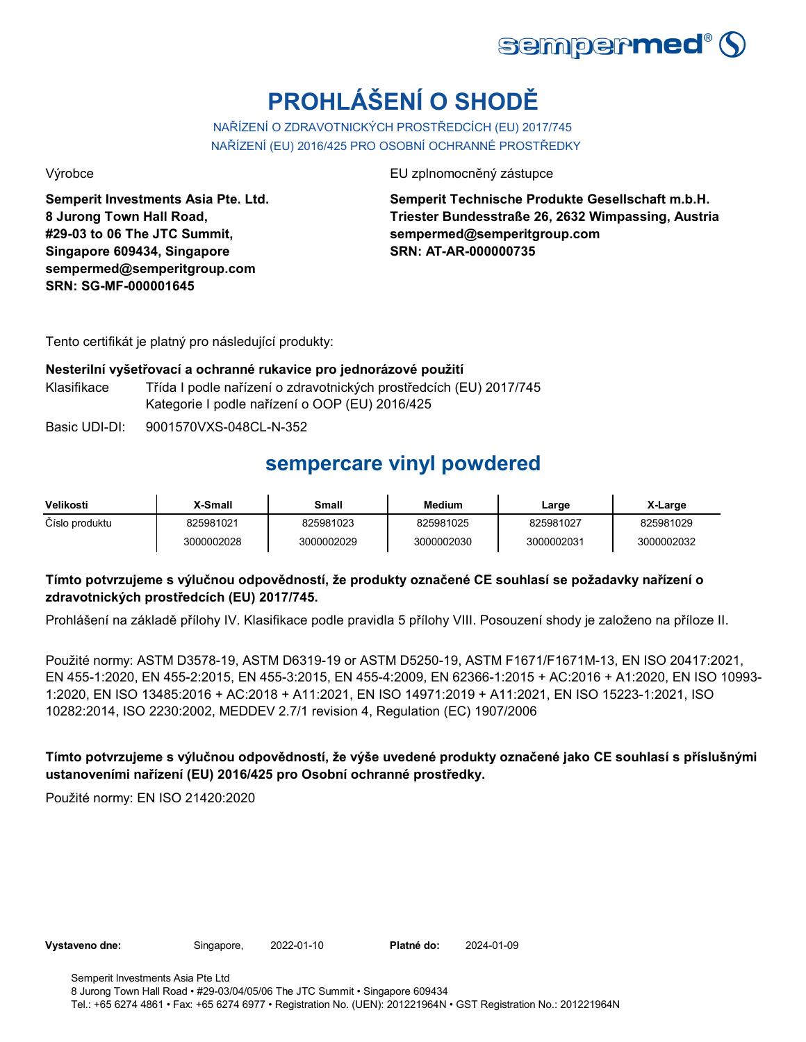# PROHLÁŠENÍ O SHODĚ

NAŘÍZENÍ O ZDRAVOTNICKÝCH PROSTŘEDCÍCH (EU) 2017/745
NAŘÍZENÍ (EU) 2016/425 PRO OSOBNÍ OCHRANNÉ PROSTŘEDKY

Výrobce

**Semperit Investments Asia Pte. Ltd.**
**8 Jurong Town Hall Road,**
**#29-03 to 06 The JTC Summit,**
**Singapore 609434, Singapore**
**sempermed@semperitgroup.com**
**SRN: SG-MF-000001645**

EU zplnomocněný zástupce

**Semperit Technische Produkte Gesellschaft m.b.H.**
**Triester Bundesstraße 26, 2632 Wimpassing, Austria**
**sempermed@semperitgroup.com**
**SRN: AT-AR-000000735**

Tento certifikát je platný pro následující produkty:

**Nesterilní vyšetřovací a ochranné rukavice pro jednorázové použití**

Klasifikace: Třída I podle nařízení o zdravotnických prostředcích (EU) 2017/745
Kategorie I podle nařízení o OOP (EU) 2016/425

Basic UDI-DI: 9001570VXS-048CL-N-352

## sempercare vinyl powdered

| Velikosti | X-Small | Small | Medium | Large | X-Large |
|---|---|---|---|---|---|
| Číslo produktu | 825981021 | 825981023 | 825981025 | 825981027 | 825981029 |
| | 3000002028 | 3000002029 | 3000002030 | 3000002031 | 3000002032 |

**Tímto potvrzujeme s výlučnou odpovědností, že produkty označené CE souhlasí se požadavky nařízení o zdravotnických prostředcích (EU) 2017/745.**

Prohlášení na základě přílohy IV. Klasifikace podle pravidla 5 přílohy VIII. Posouzení shody je založeno na příloze II.

Použité normy: ASTM D3578-19, ASTM D6319-19 or ASTM D5250-19, ASTM F1671/F1671M-13, EN ISO 20417:2021, EN 455-1:2020, EN 455-2:2015, EN 455-3:2015, EN 455-4:2009, EN 62366-1:2015 + AC:2016 + A1:2020, EN ISO 10993-1:2020, EN ISO 13485:2016 + AC:2018 + A11:2021, EN ISO 14971:2019 + A11:2021, EN ISO 15223-1:2021, ISO 10282:2014, ISO 2230:2002, MEDDEV 2.7/1 revision 4, Regulation (EC) 1907/2006

**Tímto potvrzujeme s výlučnou odpovědností, že výše uvedené produkty označené jako CE souhlasí s příslušnými ustanoveními nařízení (EU) 2016/425 pro Osobní ochranné prostředky.**

Použité normy: EN ISO 21420:2020

**Vystaveno dne:** Singapore, 2022-01-10 **Platné do:** 2024-01-09

Semperit Investments Asia Pte Ltd
8 Jurong Town Hall Road • #29-03/04/05/06 The JTC Summit • Singapore 609434
Tel.: +65 6274 4861 • Fax: +65 6274 6977 • Registration No. (UEN): 201221964N • GST Registration No.: 201221964N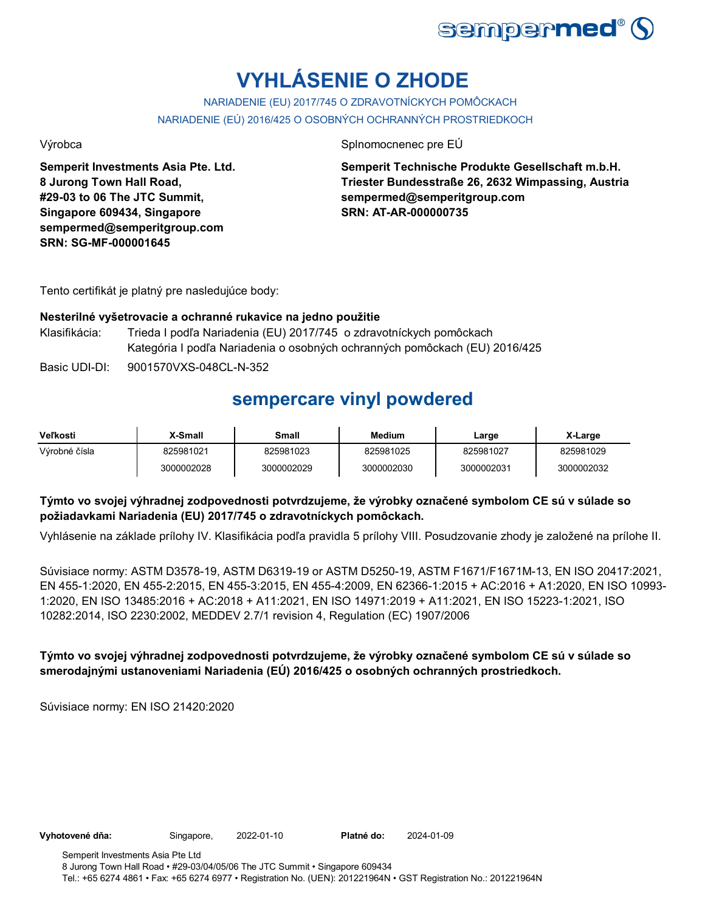# VYHLÁSENIE O ZHODE

NARIADENIE (EU) 2017/745 O ZDRAVOTNÍCKYCH POMÔCKACH

NARIADENIE (EÚ) 2016/425 O OSOBNÝCH OCHRANNÝCH PROSTRIEDKOCH

Výrobca

**Semperit Investments Asia Pte. Ltd.**
**8 Jurong Town Hall Road,**
**#29-03 to 06 The JTC Summit,**
**Singapore 609434, Singapore**
**sempermed@semperitgroup.com**
**SRN: SG-MF-000001645**

Splnomocnenec pre EÚ

**Semperit Technische Produkte Gesellschaft m.b.H.**
**Triester Bundesstraße 26, 2632 Wimpassing, Austria**
**sempermed@semperitgroup.com**
**SRN: AT-AR-000000735**

Tento certifikát je platný pre nasledujúce body:

**Nesterilné vyšetrovacie a ochranné rukavice na jedno použitie**

Klasifikácia: Trieda I podľa Nariadenia (EU) 2017/745 o zdravotníckych pomôckach
Kategória I podľa Nariadenia o osobných ochranných pomôckach (EU) 2016/425

Basic UDI-DI: 9001570VXS-048CL-N-352

## sempercare vinyl powdered

| Veľkosti | X-Small | Small | Medium | Large | X-Large |
|---|---|---|---|---|---|
| Výrobné čísla | 825981021 | 825981023 | 825981025 | 825981027 | 825981029 |
| | 3000002028 | 3000002029 | 3000002030 | 3000002031 | 3000002032 |

**Týmto vo svojej výhradnej zodpovednosti potvrdzujeme, že výrobky označené symbolom CE sú v súlade so požiadavkami Nariadenia (EU) 2017/745 o zdravotníckych pomôckach.**

Vyhlásenie na základe prílohy IV. Klasifikácia podľa pravidla 5 prílohy VIII. Posudzovanie zhody je založené na prílohe II.

Súvisiace normy: ASTM D3578-19, ASTM D6319-19 or ASTM D5250-19, ASTM F1671/F1671M-13, EN ISO 20417:2021, EN 455-1:2020, EN 455-2:2015, EN 455-3:2015, EN 455-4:2009, EN 62366-1:2015 + AC:2016 + A1:2020, EN ISO 10993-1:2020, EN ISO 13485:2016 + AC:2018 + A11:2021, EN ISO 14971:2019 + A11:2021, EN ISO 15223-1:2021, ISO 10282:2014, ISO 2230:2002, MEDDEV 2.7/1 revision 4, Regulation (EC) 1907/2006

**Týmto vo svojej výhradnej zodpovednosti potvrdzujeme, že výrobky označené symbolom CE sú v súlade so smerodajnými ustanoveniami Nariadenia (EÚ) 2016/425 o osobných ochranných prostriedkoch.**

Súvisiace normy: EN ISO 21420:2020

**Vyhotovené dňa:** Singapore, 2022-01-10 **Platné do:** 2024-01-09

Semperit Investments Asia Pte Ltd
8 Jurong Town Hall Road • #29-03/04/05/06 The JTC Summit • Singapore 609434
Tel.: +65 6274 4861 • Fax: +65 6274 6977 • Registration No. (UEN): 201221964N • GST Registration No.: 201221964N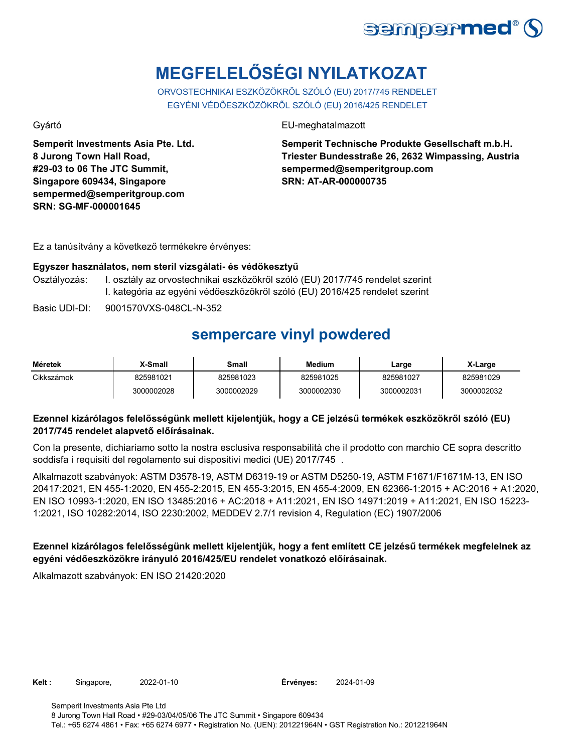sempermed®

# MEGFELELŐSÉGI NYILATKOZAT

ORVOSTECHNIKAI ESZKÖZÖKRŐL SZÓLÓ (EU) 2017/745 RENDELET
EGYÉNI VÉDŐESZKÖZÖKRŐL SZÓLÓ (EU) 2016/425 RENDELET

Gyártó

**Semperit Investments Asia Pte. Ltd.**
**8 Jurong Town Hall Road,**
**#29-03 to 06 The JTC Summit,**
**Singapore 609434, Singapore**
**sempermed@semperitgroup.com**
**SRN: SG-MF-000001645**

EU-meghatalmazott

**Semperit Technische Produkte Gesellschaft m.b.H.**
**Triester Bundesstraße 26, 2632 Wimpassing, Austria**
**sempermed@semperitgroup.com**
**SRN: AT-AR-000000735**

Ez a tanúsítvány a következő termékekre érvényes:

**Egyszer használatos, nem steril vizsgálati- és védőkesztyű**

Osztályozás: I. osztály az orvostechnikai eszközökről szóló (EU) 2017/745 rendelet szerint
I. kategória az egyéni védőeszközökről szóló (EU) 2016/425 rendelet szerint

Basic UDI-DI: 9001570VXS-048CL-N-352

## sempercare vinyl powdered

| Méretek | X-Small | Small | Medium | Large | X-Large |
|---|---|---|---|---|---|
| Cikkszámok | 825981021 | 825981023 | 825981025 | 825981027 | 825981029 |
| | 3000002028 | 3000002029 | 3000002030 | 3000002031 | 3000002032 |

**Ezennel kizárólagos felelősségünk mellett kijelentjük, hogy a CE jelzésű termékek eszközökről szóló (EU) 2017/745 rendelet alapvető előírásainak.**

Con la presente, dichiariamo sotto la nostra esclusiva responsabilità che il prodotto con marchio CE sopra descritto soddisfa i requisiti del regolamento sui dispositivi medici (UE) 2017/745 .

Alkalmazott szabványok: ASTM D3578-19, ASTM D6319-19 or ASTM D5250-19, ASTM F1671/F1671M-13, EN ISO 20417:2021, EN 455-1:2020, EN 455-2:2015, EN 455-3:2015, EN 455-4:2009, EN 62366-1:2015 + AC:2016 + A1:2020, EN ISO 10993-1:2020, EN ISO 13485:2016 + AC:2018 + A11:2021, EN ISO 14971:2019 + A11:2021, EN ISO 15223-1:2021, ISO 10282:2014, ISO 2230:2002, MEDDEV 2.7/1 revision 4, Regulation (EC) 1907/2006

**Ezennel kizárólagos felelősségünk mellett kijelentjük, hogy a fent említett CE jelzésű termékek megfelelnek az egyéni védőeszközökre irányuló 2016/425/EU rendelet vonatkozó előírásainak.**

Alkalmazott szabványok: EN ISO 21420:2020

**Kelt :** Singapore, 2022-01-10 **Érvényes:** 2024-01-09

Semperit Investments Asia Pte Ltd
8 Jurong Town Hall Road • #29-03/04/05/06 The JTC Summit • Singapore 609434
Tel.: +65 6274 4861 • Fax: +65 6274 6977 • Registration No. (UEN): 201221964N • GST Registration No.: 201221964N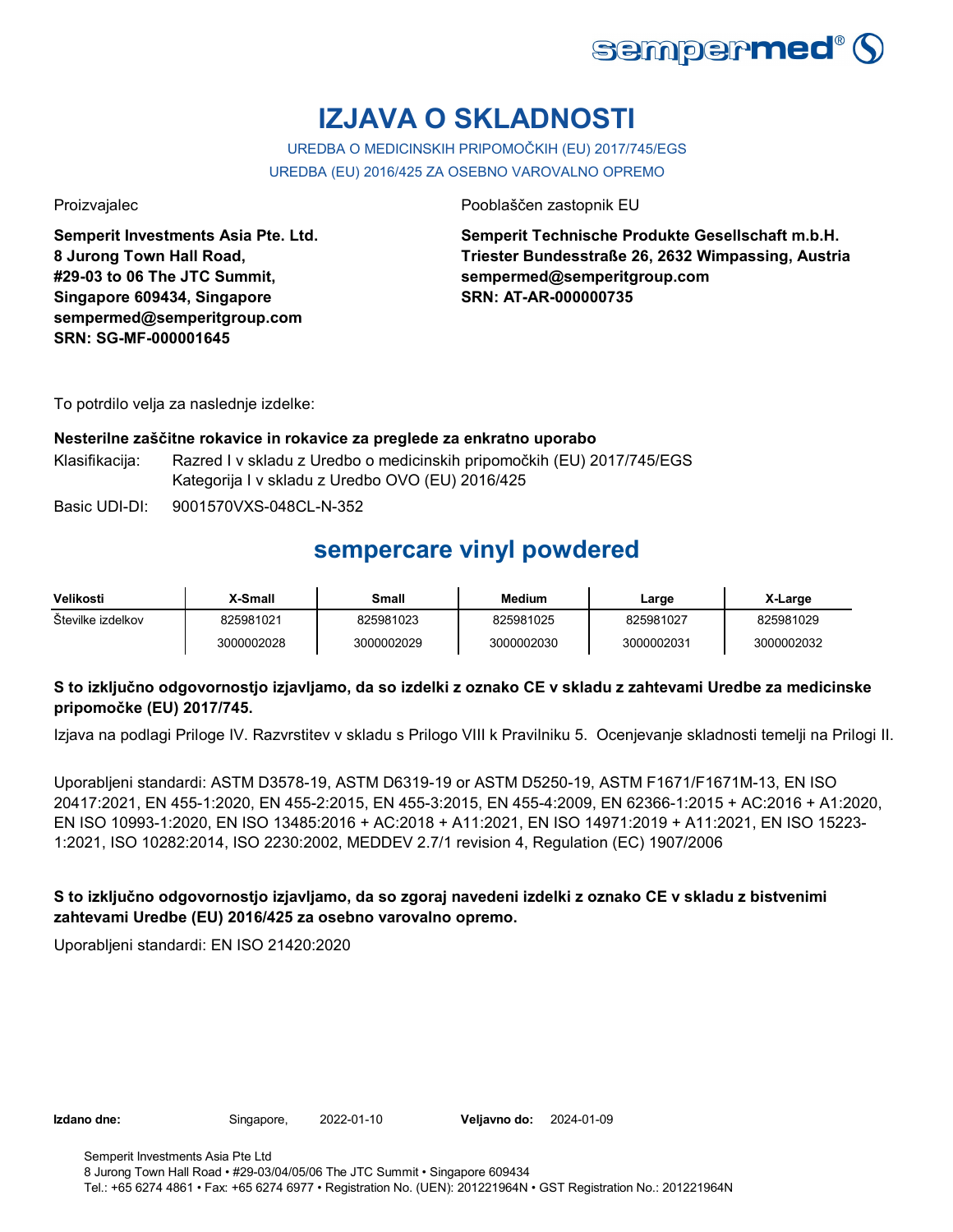# IZJAVA O SKLADNOSTI

UREDBA O MEDICINSKIH PRIPOMOČKIH (EU) 2017/745/EGS

UREDBA (EU) 2016/425 ZA OSEBNO VAROVALNO OPREMO

Proizvajalec

**Semperit Investments Asia Pte. Ltd.**
**8 Jurong Town Hall Road,**
**#29-03 to 06 The JTC Summit,**
**Singapore 609434, Singapore**
**sempermed@semperitgroup.com**
**SRN: SG-MF-000001645**

Pooblaščen zastopnik EU

**Semperit Technische Produkte Gesellschaft m.b.H.**
**Triester Bundesstraße 26, 2632 Wimpassing, Austria**
**sempermed@semperitgroup.com**
**SRN: AT-AR-000000735**

To potrdilo velja za naslednje izdelke:

**Nesterilne zaščitne rokavice in rokavice za preglede za enkratno uporabo**

Klasifikacija: Razred I v skladu z Uredbo o medicinskih pripomočkih (EU) 2017/745/EGS
Kategorija I v skladu z Uredbo OVO (EU) 2016/425

Basic UDI-DI: 9001570VXS-048CL-N-352

## sempercare vinyl powdered

| Velikosti | X-Small | Small | Medium | Large | X-Large |
|---|---|---|---|---|---|
| Številke izdelkov | 825981021 | 825981023 | 825981025 | 825981027 | 825981029 |
| | 3000002028 | 3000002029 | 3000002030 | 3000002031 | 3000002032 |

**S to izključno odgovornostjo izjavljamo, da so izdelki z oznako CE v skladu z zahtevami Uredbe za medicinske pripomočke (EU) 2017/745.**

Izjava na podlagi Priloge IV. Razvrstitev v skladu s Prilogo VIII k Pravilniku 5. Ocenjevanje skladnosti temelji na Prilogi II.

Uporabljeni standardi: ASTM D3578-19, ASTM D6319-19 or ASTM D5250-19, ASTM F1671/F1671M-13, EN ISO 20417:2021, EN 455-1:2020, EN 455-2:2015, EN 455-3:2015, EN 455-4:2009, EN 62366-1:2015 + AC:2016 + A1:2020, EN ISO 10993-1:2020, EN ISO 13485:2016 + AC:2018 + A11:2021, EN ISO 14971:2019 + A11:2021, EN ISO 15223-1:2021, ISO 10282:2014, ISO 2230:2002, MEDDEV 2.7/1 revision 4, Regulation (EC) 1907/2006

**S to izključno odgovornostjo izjavljamo, da so zgoraj navedeni izdelki z oznako CE v skladu z bistvenimi zahtevami Uredbe (EU) 2016/425 za osebno varovalno opremo.**

Uporabljeni standardi: EN ISO 21420:2020

**Izdano dne:** Singapore, 2022-01-10 **Veljavno do:** 2024-01-09

Semperit Investments Asia Pte Ltd
8 Jurong Town Hall Road • #29-03/04/05/06 The JTC Summit • Singapore 609434
Tel.: +65 6274 4861 • Fax: +65 6274 6977 • Registration No. (UEN): 201221964N • GST Registration No.: 201221964N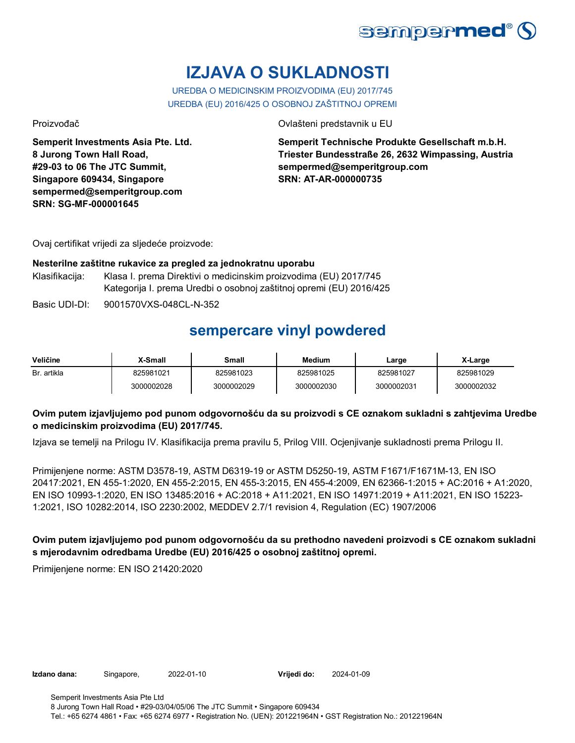# IZJAVA O SUKLADNOSTI

UREDBA O MEDICINSKIM PROIZVODIMA (EU) 2017/745
UREDBA (EU) 2016/425 O OSOBNOJ ZAŠTITNOJ OPREMI

Proizvođač

**Semperit Investments Asia Pte. Ltd.**
**8 Jurong Town Hall Road,**
**#29-03 to 06 The JTC Summit,**
**Singapore 609434, Singapore**
**sempermed@semperitgroup.com**
**SRN: SG-MF-000001645**

Ovlašteni predstavnik u EU

**Semperit Technische Produkte Gesellschaft m.b.H.**
**Triester Bundesstraße 26, 2632 Wimpassing, Austria**
**sempermed@semperitgroup.com**
**SRN: AT-AR-000000735**

Ovaj certifikat vrijedi za sljedeće proizvode:

**Nesterilne zaštitne rukavice za pregled za jednokratnu uporabu**

Klasifikacija: Klasa I. prema Direktivi o medicinskim proizvodima (EU) 2017/745
Kategorija I. prema Uredbi o osobnoj zaštitnoj opremi (EU) 2016/425

Basic UDI-DI: 9001570VXS-048CL-N-352

## sempercare vinyl powdered

| Veličine | X-Small | Small | Medium | Large | X-Large |
|---|---|---|---|---|---|
| Br. artikla | 825981021 | 825981023 | 825981025 | 825981027 | 825981029 |
| | 3000002028 | 3000002029 | 3000002030 | 3000002031 | 3000002032 |

**Ovim putem izjavljujemo pod punom odgovornošću da su proizvodi s CE oznakom sukladni s zahtjevima Uredbe o medicinskim proizvodima (EU) 2017/745.**

Izjava se temelji na Prilogu IV. Klasifikacija prema pravilu 5, Prilog VIII. Ocjenjivanje sukladnosti prema Prilogu II.

Primijenjene norme: ASTM D3578-19, ASTM D6319-19 or ASTM D5250-19, ASTM F1671/F1671M-13, EN ISO 20417:2021, EN 455-1:2020, EN 455-2:2015, EN 455-3:2015, EN 455-4:2009, EN 62366-1:2015 + AC:2016 + A1:2020, EN ISO 10993-1:2020, EN ISO 13485:2016 + AC:2018 + A11:2021, EN ISO 14971:2019 + A11:2021, EN ISO 15223-1:2021, ISO 10282:2014, ISO 2230:2002, MEDDEV 2.7/1 revision 4, Regulation (EC) 1907/2006

**Ovim putem izjavljujemo pod punom odgovornošću da su prethodno navedeni proizvodi s CE oznakom sukladni s mjerodavnim odredbama Uredbe (EU) 2016/425 o osobnoj zaštitnoj opremi.**

Primijenjene norme: EN ISO 21420:2020

**Izdano dana:** Singapore, 2022-01-10 **Vrijedi do:** 2024-01-09

Semperit Investments Asia Pte Ltd
8 Jurong Town Hall Road • #29-03/04/05/06 The JTC Summit • Singapore 609434
Tel.: +65 6274 4861 • Fax: +65 6274 6977 • Registration No. (UEN): 201221964N • GST Registration No.: 201221964N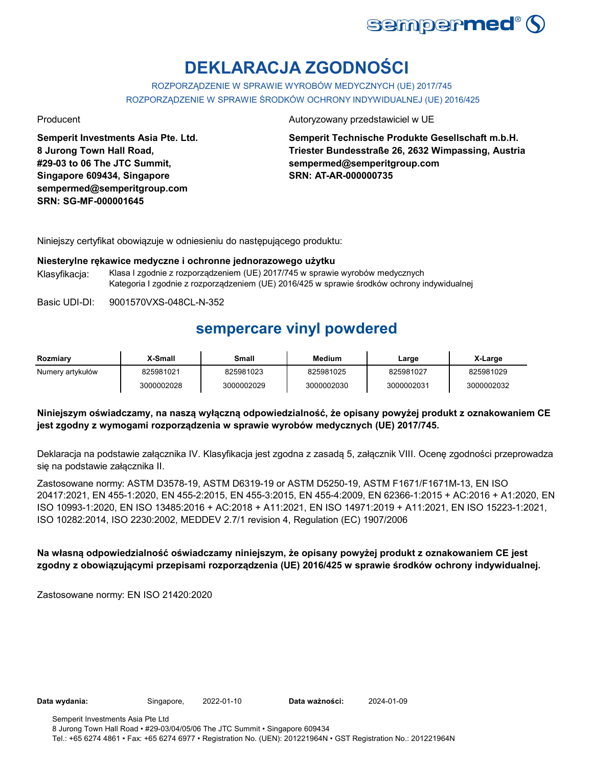# DEKLARACJA ZGODNOŚCI

ROZPORZĄDZENIE W SPRAWIE WYROBÓW MEDYCZNYCH (UE) 2017/745
ROZPORZĄDZENIE W SPRAWIE ŚRODKÓW OCHRONY INDYWIDUALNEJ (UE) 2016/425

Producent

**Semperit Investments Asia Pte. Ltd.**
**8 Jurong Town Hall Road,**
**#29-03 to 06 The JTC Summit,**
**Singapore 609434, Singapore**
**sempermed@semperitgroup.com**
**SRN: SG-MF-000001645**

Autoryzowany przedstawiciel w UE

**Semperit Technische Produkte Gesellschaft m.b.H.**
**Triester Bundesstraße 26, 2632 Wimpassing, Austria**
**sempermed@semperitgroup.com**
**SRN: AT-AR-000000735**

Niniejszy certyfikat obowiązuje w odniesieniu do następującego produktu:

**Niesterylne rękawice medyczne i ochronne jednorazowego użytku**

Klasyfikacja: Klasa I zgodnie z rozporządzeniem (UE) 2017/745 w sprawie wyrobów medycznych
Kategoria I zgodnie z rozporządzeniem (UE) 2016/425 w sprawie środków ochrony indywidualnej

Basic UDI-DI: 9001570VXS-048CL-N-352

## sempercare vinyl powdered

| Rozmiary | X-Small | Small | Medium | Large | X-Large |
|---|---|---|---|---|---|
| Numery artykułów | 825981021 | 825981023 | 825981025 | 825981027 | 825981029 |
| | 3000002028 | 3000002029 | 3000002030 | 3000002031 | 3000002032 |

**Niniejszym oświadczamy, na naszą wyłączną odpowiedzialność, że opisany powyżej produkt z oznakowaniem CE jest zgodny z wymogami rozporządzenia w sprawie wyrobów medycznych (UE) 2017/745.**

Deklaracja na podstawie załącznika IV. Klasyfikacja jest zgodna z zasadą 5, załącznik VIII. Ocenę zgodności przeprowadza się na podstawie załącznika II.

Zastosowane normy: ASTM D3578-19, ASTM D6319-19 or ASTM D5250-19, ASTM F1671/F1671M-13, EN ISO 20417:2021, EN 455-1:2020, EN 455-2:2015, EN 455-3:2015, EN 455-4:2009, EN 62366-1:2015 + AC:2016 + A1:2020, EN ISO 10993-1:2020, EN ISO 13485:2016 + AC:2018 + A11:2021, EN ISO 14971:2019 + A11:2021, EN ISO 15223-1:2021, ISO 10282:2014, ISO 2230:2002, MEDDEV 2.7/1 revision 4, Regulation (EC) 1907/2006

**Na własną odpowiedzialność oświadczamy niniejszym, że opisany powyżej produkt z oznakowaniem CE jest zgodny z obowiązującymi przepisami rozporządzenia (UE) 2016/425 w sprawie środków ochrony indywidualnej.**

Zastosowane normy: EN ISO 21420:2020

**Data wydania:** Singapore, 2022-01-10 **Data ważności:** 2024-01-09

Semperit Investments Asia Pte Ltd
8 Jurong Town Hall Road • #29-03/04/05/06 The JTC Summit • Singapore 609434
Tel.: +65 6274 4861 • Fax: +65 6274 6977 • Registration No. (UEN): 201221964N • GST Registration No.: 201221964N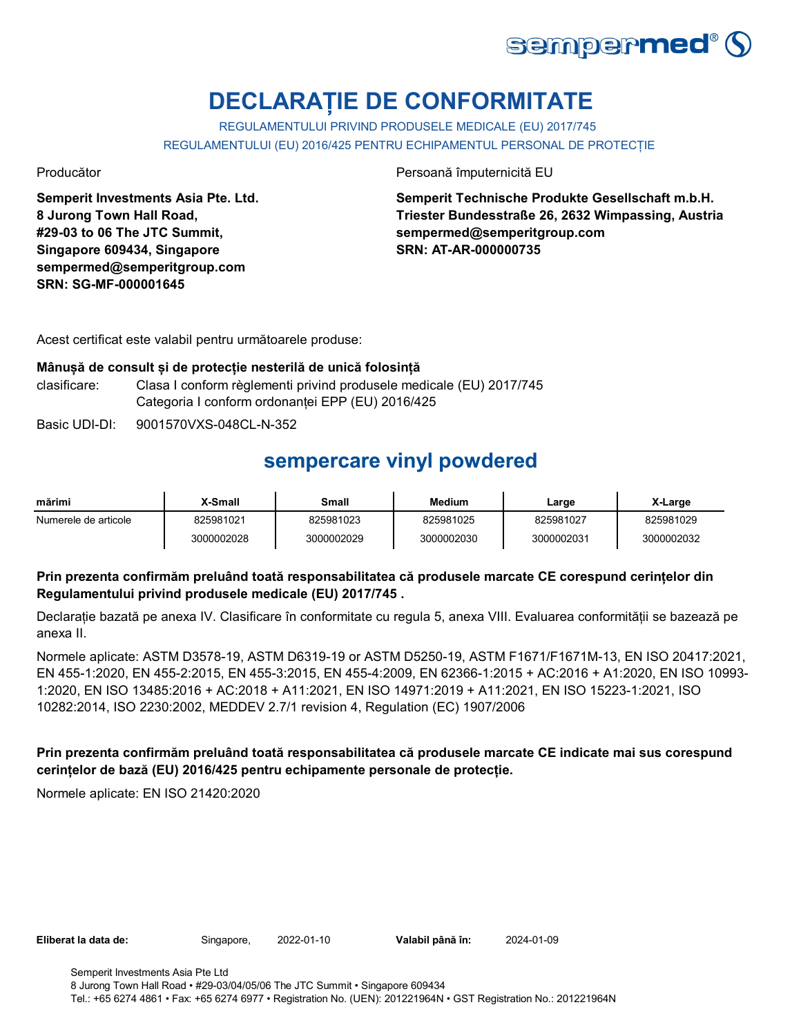sempermed®

# DECLARAȚIE DE CONFORMITATE

REGULAMENTULUI PRIVIND PRODUSELE MEDICALE (EU) 2017/745

REGULAMENTULUI (EU) 2016/425 PENTRU ECHIPAMENTUL PERSONAL DE PROTECȚIE

Producător

**Semperit Investments Asia Pte. Ltd.**
**8 Jurong Town Hall Road,**
**#29-03 to 06 The JTC Summit,**
**Singapore 609434, Singapore**
**sempermed@semperitgroup.com**
**SRN: SG-MF-000001645**

Persoană împuternicită EU

**Semperit Technische Produkte Gesellschaft m.b.H.**
**Triester Bundesstraße 26, 2632 Wimpassing, Austria**
**sempermed@semperitgroup.com**
**SRN: AT-AR-000000735**

Acest certificat este valabil pentru următoarele produse:

**Mânușă de consult și de protecție nesterilă de unică folosință**

clasificare: Clasa I conform règlementi privind produsele medicale (EU) 2017/745
Categoria I conform ordonanței EPP (EU) 2016/425

Basic UDI-DI: 9001570VXS-048CL-N-352

## sempercare vinyl powdered

| mărimi | X-Small | Small | Medium | Large | X-Large |
|---|---|---|---|---|---|
| Numerele de articole | 825981021 | 825981023 | 825981025 | 825981027 | 825981029 |
| | 3000002028 | 3000002029 | 3000002030 | 3000002031 | 3000002032 |

**Prin prezenta confirmăm preluând toată responsabilitatea că produsele marcate CE corespund cerințelor din Regulamentului privind produsele medicale (EU) 2017/745 .**

Declarație bazată pe anexa IV. Clasificare în conformitate cu regula 5, anexa VIII. Evaluarea conformității se bazează pe anexa II.

Normele aplicate: ASTM D3578-19, ASTM D6319-19 or ASTM D5250-19, ASTM F1671/F1671M-13, EN ISO 20417:2021, EN 455-1:2020, EN 455-2:2015, EN 455-3:2015, EN 455-4:2009, EN 62366-1:2015 + AC:2016 + A1:2020, EN ISO 10993-1:2020, EN ISO 13485:2016 + AC:2018 + A11:2021, EN ISO 14971:2019 + A11:2021, EN ISO 15223-1:2021, ISO 10282:2014, ISO 2230:2002, MEDDEV 2.7/1 revision 4, Regulation (EC) 1907/2006

**Prin prezenta confirmăm preluând toată responsabilitatea că produsele marcate CE indicate mai sus corespund cerințelor de bază (EU) 2016/425 pentru echipamente personale de protecție.**

Normele aplicate: EN ISO 21420:2020

**Eliberat la data de:** Singapore, 2022-01-10 **Valabil până în:** 2024-01-09

Semperit Investments Asia Pte Ltd
8 Jurong Town Hall Road • #29-03/04/05/06 The JTC Summit • Singapore 609434
Tel.: +65 6274 4861 • Fax: +65 6274 6977 • Registration No. (UEN): 201221964N • GST Registration No.: 201221964N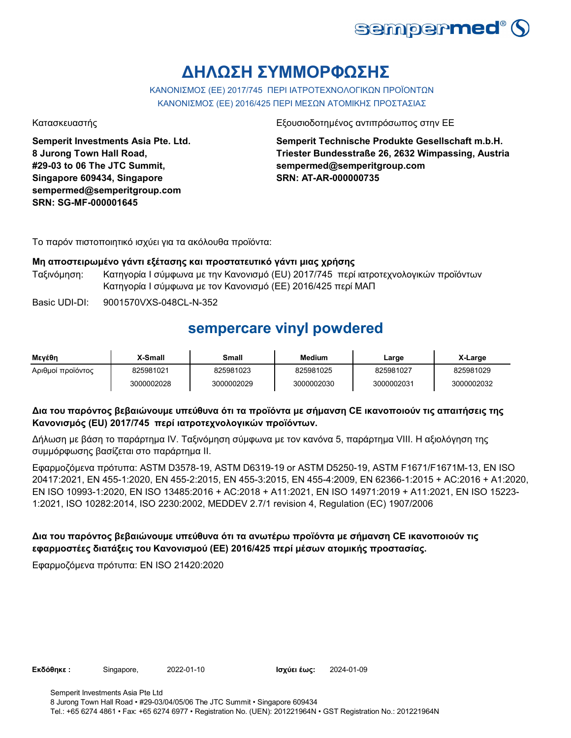# ΔΗΛΩΣΗ ΣΥΜΜΟΡΦΩΣΗΣ

ΚΑΝΟΝΙΣΜΟΣ (ΕΕ) 2017/745 ΠΕΡΙ ΙΑΤΡΟΤΕΧΝΟΛΟΓΙΚΩΝ ΠΡΟΪΟΝΤΩΝ
ΚΑΝΟΝΙΣΜΟΣ (ΕΕ) 2016/425 ΠΕΡΙ ΜΕΣΩΝ ΑΤΟΜΙΚΗΣ ΠΡΟΣΤΑΣΙΑΣ

Κατασκευαστής

**Semperit Investments Asia Pte. Ltd.**
**8 Jurong Town Hall Road,**
**#29-03 to 06 The JTC Summit,**
**Singapore 609434, Singapore**
**sempermed@semperitgroup.com**
**SRN: SG-MF-000001645**

Εξουσιοδοτημένος αντιπρόσωπος στην ΕΕ

**Semperit Technische Produkte Gesellschaft m.b.H.**
**Triester Bundesstraße 26, 2632 Wimpassing, Austria**
**sempermed@semperitgroup.com**
**SRN: AT-AR-000000735**

Το παρόν πιστοποιητικό ισχύει για τα ακόλουθα προϊόντα:

**Μη αποστειρωμένο γάντι εξέτασης και προστατευτικό γάντι μιας χρήσης**

Ταξινόμηση: Κατηγορία I σύμφωνα με την Κανονισμό (EU) 2017/745 περί ιατροτεχνολογικών προϊόντων
Κατηγορία I σύμφωνα με τον Κανονισμό (ΕΕ) 2016/425 περί ΜΑΠ

Basic UDI-DI: 9001570VXS-048CL-N-352

## sempercare vinyl powdered

| Μεγέθη | X-Small | Small | Medium | Large | X-Large |
|---|---|---|---|---|---|
| Αριθμοί προϊόντος | 825981021 | 825981023 | 825981025 | 825981027 | 825981029 |
| | 3000002028 | 3000002029 | 3000002030 | 3000002031 | 3000002032 |

**Δια του παρόντος βεβαιώνουμε υπεύθυνα ότι τα προϊόντα με σήμανση CE ικανοποιούν τις απαιτήσεις της Κανονισμός (EU) 2017/745 περί ιατροτεχνολογικών προϊόντων.**

Δήλωση με βάση το παράρτημα IV. Ταξινόμηση σύμφωνα με τον κανόνα 5, παράρτημα VIII. Η αξιολόγηση της συμμόρφωσης βασίζεται στο παράρτημα II.

Εφαρμοζόμενα πρότυπα: ASTM D3578-19, ASTM D6319-19 or ASTM D5250-19, ASTM F1671/F1671M-13, EN ISO 20417:2021, EN 455-1:2020, EN 455-2:2015, EN 455-3:2015, EN 455-4:2009, EN 62366-1:2015 + AC:2016 + A1:2020, EN ISO 10993-1:2020, EN ISO 13485:2016 + AC:2018 + A11:2021, EN ISO 14971:2019 + A11:2021, EN ISO 15223-1:2021, ISO 10282:2014, ISO 2230:2002, MEDDEV 2.7/1 revision 4, Regulation (EC) 1907/2006

**Δια του παρόντος βεβαιώνουμε υπεύθυνα ότι τα ανωτέρω προϊόντα με σήμανση CE ικανοποιούν τις εφαρμοστέες διατάξεις του Κανονισμού (ΕΕ) 2016/425 περί μέσων ατομικής προστασίας.**

Εφαρμοζόμενα πρότυπα: EN ISO 21420:2020

**Εκδόθηκε :** Singapore, 2022-01-10 **Ισχύει έως:** 2024-01-09

Semperit Investments Asia Pte Ltd
8 Jurong Town Hall Road • #29-03/04/05/06 The JTC Summit • Singapore 609434
Tel.: +65 6274 4861 • Fax: +65 6274 6977 • Registration No. (UEN): 201221964N • GST Registration No.: 201221964N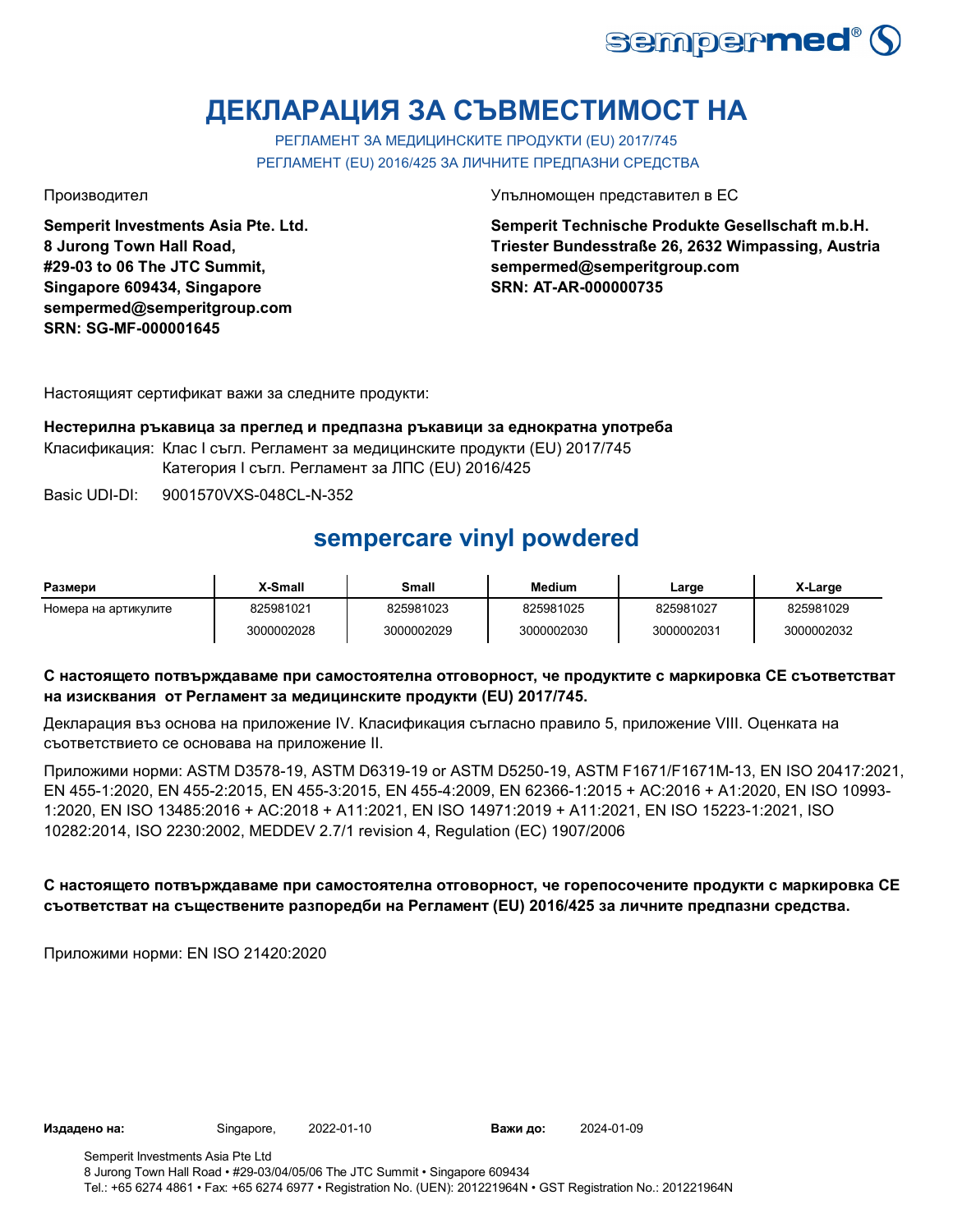# ДЕКЛАРАЦИЯ ЗА СЪВМЕСТИМОСТ НА

РЕГЛАМЕНТ ЗА МЕДИЦИНСКИТЕ ПРОДУКТИ (EU) 2017/745
РЕГЛАМЕНТ (EU) 2016/425 ЗА ЛИЧНИТЕ ПРЕДПАЗНИ СРЕДСТВА

Производител

**Semperit Investments Asia Pte. Ltd.**
**8 Jurong Town Hall Road,**
**#29-03 to 06 The JTC Summit,**
**Singapore 609434, Singapore**
**sempermed@semperitgroup.com**
**SRN: SG-MF-000001645**

Упълномощен представител в ЕС

**Semperit Technische Produkte Gesellschaft m.b.H.**
**Triester Bundesstraße 26, 2632 Wimpassing, Austria**
**sempermed@semperitgroup.com**
**SRN: AT-AR-000000735**

Настоящият сертификат важи за следните продукти:

**Нестерилна ръкавица за преглед и предпазна ръкавици за еднократна употреба**

Класификация: Клас I съгл. Регламент за медицинските продукти (EU) 2017/745
Категория I съгл. Регламент за ЛПС (EU) 2016/425

Basic UDI-DI: 9001570VXS-048CL-N-352

## sempercare vinyl powdered

| Размери | X-Small | Small | Medium | Large | X-Large |
|---|---|---|---|---|---|
| Номера на артикулите | 825981021 | 825981023 | 825981025 | 825981027 | 825981029 |
| | 3000002028 | 3000002029 | 3000002030 | 3000002031 | 3000002032 |

**С настоящето потвърждаваме при самостоятелна отговорност, че продуктите с маркировка CE съответстват на изисквания от Регламент за медицинските продукти (EU) 2017/745.**

Декларация въз основа на приложение IV. Класификация съгласно правило 5, приложение VIII. Оценката на съответствието се основава на приложение II.

Приложими норми: ASTM D3578-19, ASTM D6319-19 or ASTM D5250-19, ASTM F1671/F1671M-13, EN ISO 20417:2021, EN 455-1:2020, EN 455-2:2015, EN 455-3:2015, EN 455-4:2009, EN 62366-1:2015 + AC:2016 + A1:2020, EN ISO 10993-1:2020, EN ISO 13485:2016 + AC:2018 + A11:2021, EN ISO 14971:2019 + A11:2021, EN ISO 15223-1:2021, ISO 10282:2014, ISO 2230:2002, MEDDEV 2.7/1 revision 4, Regulation (EC) 1907/2006

**С настоящето потвърждаваме при самостоятелна отговорност, че горепосочените продукти с маркировка CE съответстват на съществените разпоредби на Регламент (EU) 2016/425 за личните предпазни средства.**

Приложими норми: EN ISO 21420:2020

**Издадено на:** Singapore, 2022-01-10 **Важи до:** 2024-01-09

Semperit Investments Asia Pte Ltd
8 Jurong Town Hall Road • #29-03/04/05/06 The JTC Summit • Singapore 609434
Tel.: +65 6274 4861 • Fax: +65 6274 6977 • Registration No. (UEN): 201221964N • GST Registration No.: 201221964N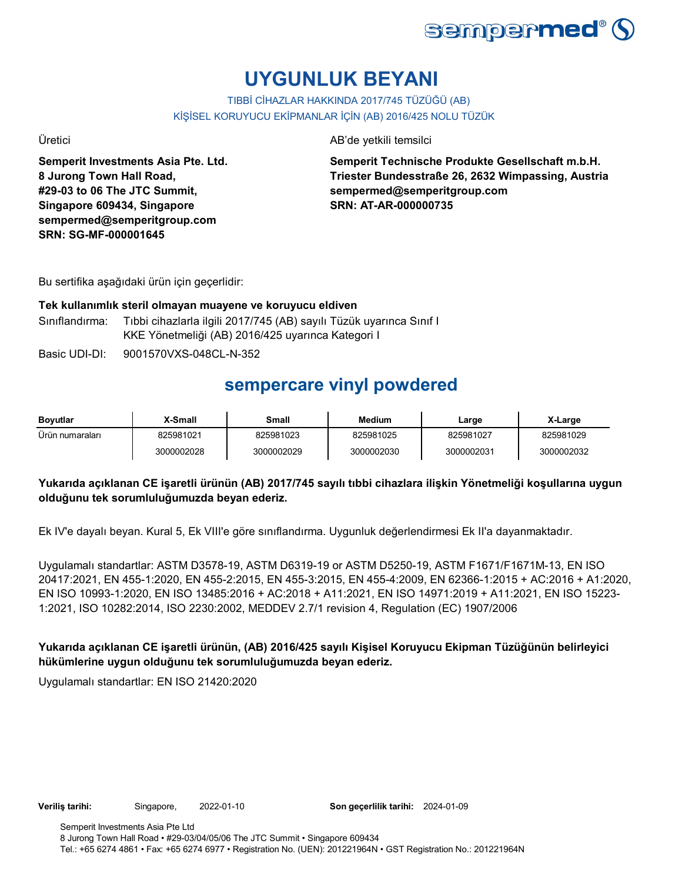sempermed®

# UYGUNLUK BEYANI

TIBBİ CİHAZLAR HAKKINDA 2017/745 TÜZÜĞÜ (AB)
KİŞİSEL KORUYUCU EKİPMANLAR İÇİN (AB) 2016/425 NOLU TÜZÜK

Üretici

**Semperit Investments Asia Pte. Ltd.**
**8 Jurong Town Hall Road,**
**#29-03 to 06 The JTC Summit,**
**Singapore 609434, Singapore**
**sempermed@semperitgroup.com**
**SRN: SG-MF-000001645**

AB'de yetkili temsilci

**Semperit Technische Produkte Gesellschaft m.b.H.**
**Triester Bundesstraße 26, 2632 Wimpassing, Austria**
**sempermed@semperitgroup.com**
**SRN: AT-AR-000000735**

Bu sertifika aşağıdaki ürün için geçerlidir:

**Tek kullanımlık steril olmayan muayene ve koruyucu eldiven**

Sınıflandırma: Tıbbi cihazlarla ilgili 2017/745 (AB) sayılı Tüzük uyarınca Sınıf I
KKE Yönetmeliği (AB) 2016/425 uyarınca Kategori I

Basic UDI-DI: 9001570VXS-048CL-N-352

## sempercare vinyl powdered

| Boyutlar | X-Small | Small | Medium | Large | X-Large |
|---|---|---|---|---|---|
| Ürün numaraları | 825981021 | 825981023 | 825981025 | 825981027 | 825981029 |
| | 3000002028 | 3000002029 | 3000002030 | 3000002031 | 3000002032 |

**Yukarıda açıklanan CE işaretli ürünün (AB) 2017/745 sayılı tıbbi cihazlara ilişkin Yönetmeliği koşullarına uygun olduğunu tek sorumluluğumuzda beyan ederiz.**

Ek IV'e dayalı beyan. Kural 5, Ek VIII'e göre sınıflandırma. Uygunluk değerlendirmesi Ek II'a dayanmaktadır.

Uygulamalı standartlar: ASTM D3578-19, ASTM D6319-19 or ASTM D5250-19, ASTM F1671/F1671M-13, EN ISO 20417:2021, EN 455-1:2020, EN 455-2:2015, EN 455-3:2015, EN 455-4:2009, EN 62366-1:2015 + AC:2016 + A1:2020, EN ISO 10993-1:2020, EN ISO 13485:2016 + AC:2018 + A11:2021, EN ISO 14971:2019 + A11:2021, EN ISO 15223-1:2021, ISO 10282:2014, ISO 2230:2002, MEDDEV 2.7/1 revision 4, Regulation (EC) 1907/2006

**Yukarıda açıklanan CE işaretli ürünün, (AB) 2016/425 sayılı Kişisel Koruyucu Ekipman Tüzüğünün belirleyici hükümlerine uygun olduğunu tek sorumluluğumuzda beyan ederiz.**

Uygulamalı standartlar: EN ISO 21420:2020

**Veriliş tarihi:** Singapore, 2022-01-10 **Son geçerlilik tarihi:** 2024-01-09

Semperit Investments Asia Pte Ltd
8 Jurong Town Hall Road • #29-03/04/05/06 The JTC Summit • Singapore 609434
Tel.: +65 6274 4861 • Fax: +65 6274 6977 • Registration No. (UEN): 201221964N • GST Registration No.: 201221964N